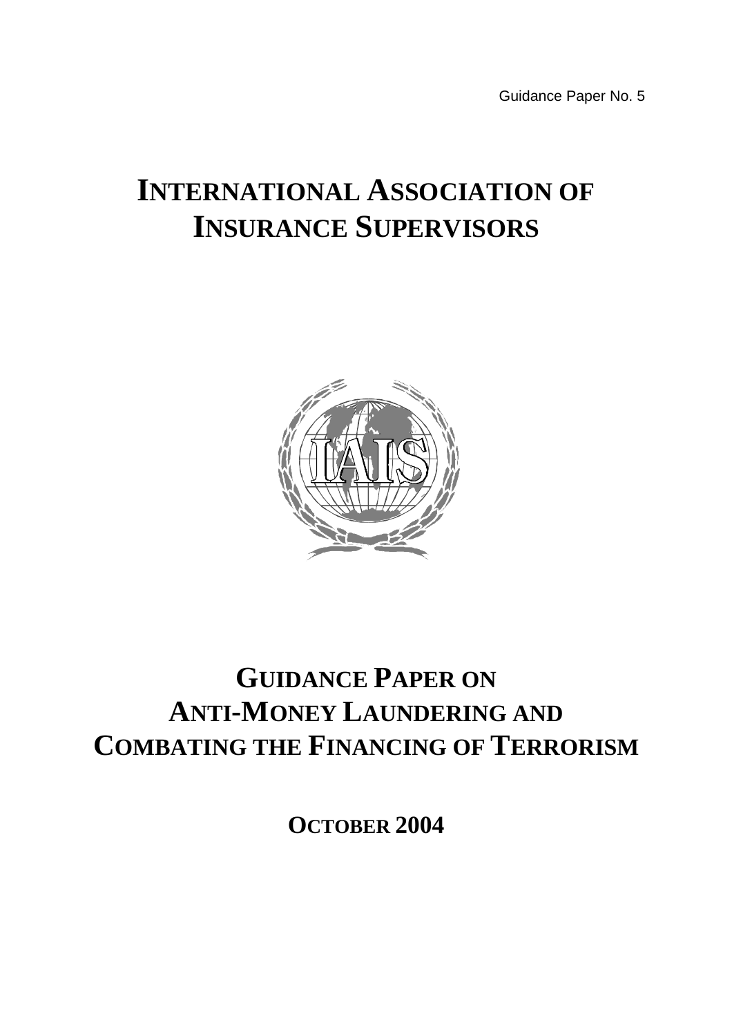Guidance Paper No. 5

# INTERNATIONAL ASSOCIATION OF INSURANCE SUPERVISORS

# GUIDANCE PAPER ON ANTI-MONEY LAUNDERING AND COMBATING THE FINANCING OF TERRORISM

## OCTOBER 2004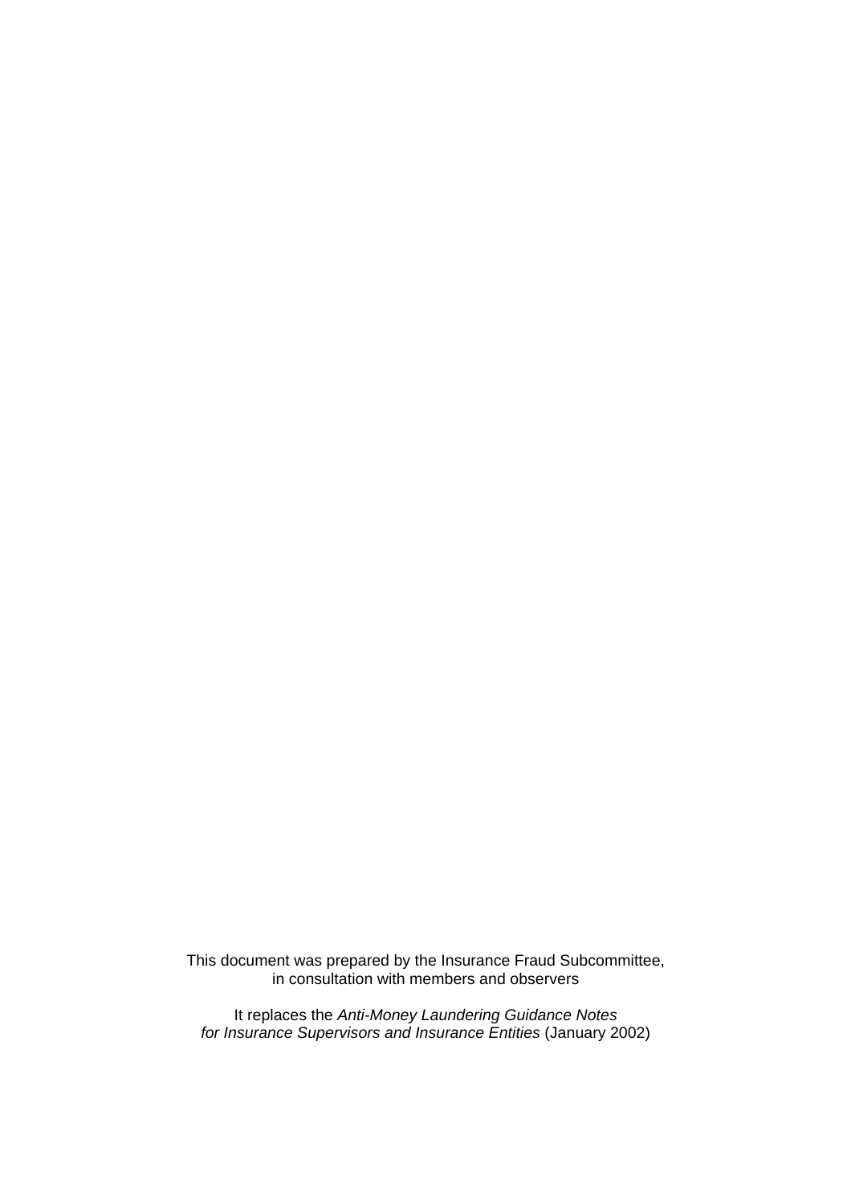This document was prepared by the Insurance Fraud Subcommittee, in consultation with members and observers

It replaces the *Anti-Money Laundering Guidance Notes for Insurance Supervisors and Insurance Entities* (January 2002)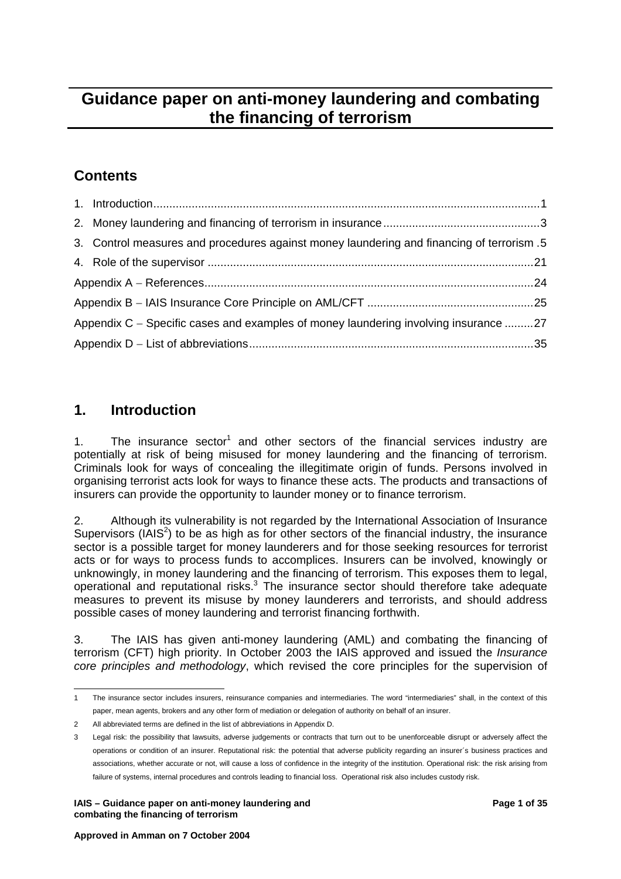# Guidance paper on anti-money laundering and combating the financing of terrorism

## Contents

1. Introduction ... 1
2. Money laundering and financing of terrorism in insurance ... 3
3. Control measures and procedures against money laundering and financing of terrorism . 5
4. Role of the supervisor ... 21

Appendix A – References ... 24

Appendix B – IAIS Insurance Core Principle on AML/CFT ... 25

Appendix C – Specific cases and examples of money laundering involving insurance ... 27

Appendix D – List of abbreviations ... 35

## 1. Introduction

1. The insurance sector[1] and other sectors of the financial services industry are potentially at risk of being misused for money laundering and the financing of terrorism. Criminals look for ways of concealing the illegitimate origin of funds. Persons involved in organising terrorist acts look for ways to finance these acts. The products and transactions of insurers can provide the opportunity to launder money or to finance terrorism.

2. Although its vulnerability is not regarded by the International Association of Insurance Supervisors (IAIS[2]) to be as high as for other sectors of the financial industry, the insurance sector is a possible target for money launderers and for those seeking resources for terrorist acts or for ways to process funds to accomplices. Insurers can be involved, knowingly or unknowingly, in money laundering and the financing of terrorism. This exposes them to legal, operational and reputational risks.[3] The insurance sector should therefore take adequate measures to prevent its misuse by money launderers and terrorists, and should address possible cases of money laundering and terrorist financing forthwith.

3. The IAIS has given anti-money laundering (AML) and combating the financing of terrorism (CFT) high priority. In October 2003 the IAIS approved and issued the *Insurance core principles and methodology*, which revised the core principles for the supervision of

---

1 The insurance sector includes insurers, reinsurance companies and intermediaries. The word "intermediaries" shall, in the context of this paper, mean agents, brokers and any other form of mediation or delegation of authority on behalf of an insurer.

2 All abbreviated terms are defined in the list of abbreviations in Appendix D.

3 Legal risk: the possibility that lawsuits, adverse judgements or contracts that turn out to be unenforceable disrupt or adversely affect the operations or condition of an insurer. Reputational risk: the potential that adverse publicity regarding an insurer´s business practices and associations, whether accurate or not, will cause a loss of confidence in the integrity of the institution. Operational risk: the risk arising from failure of systems, internal procedures and controls leading to financial loss. Operational risk also includes custody risk.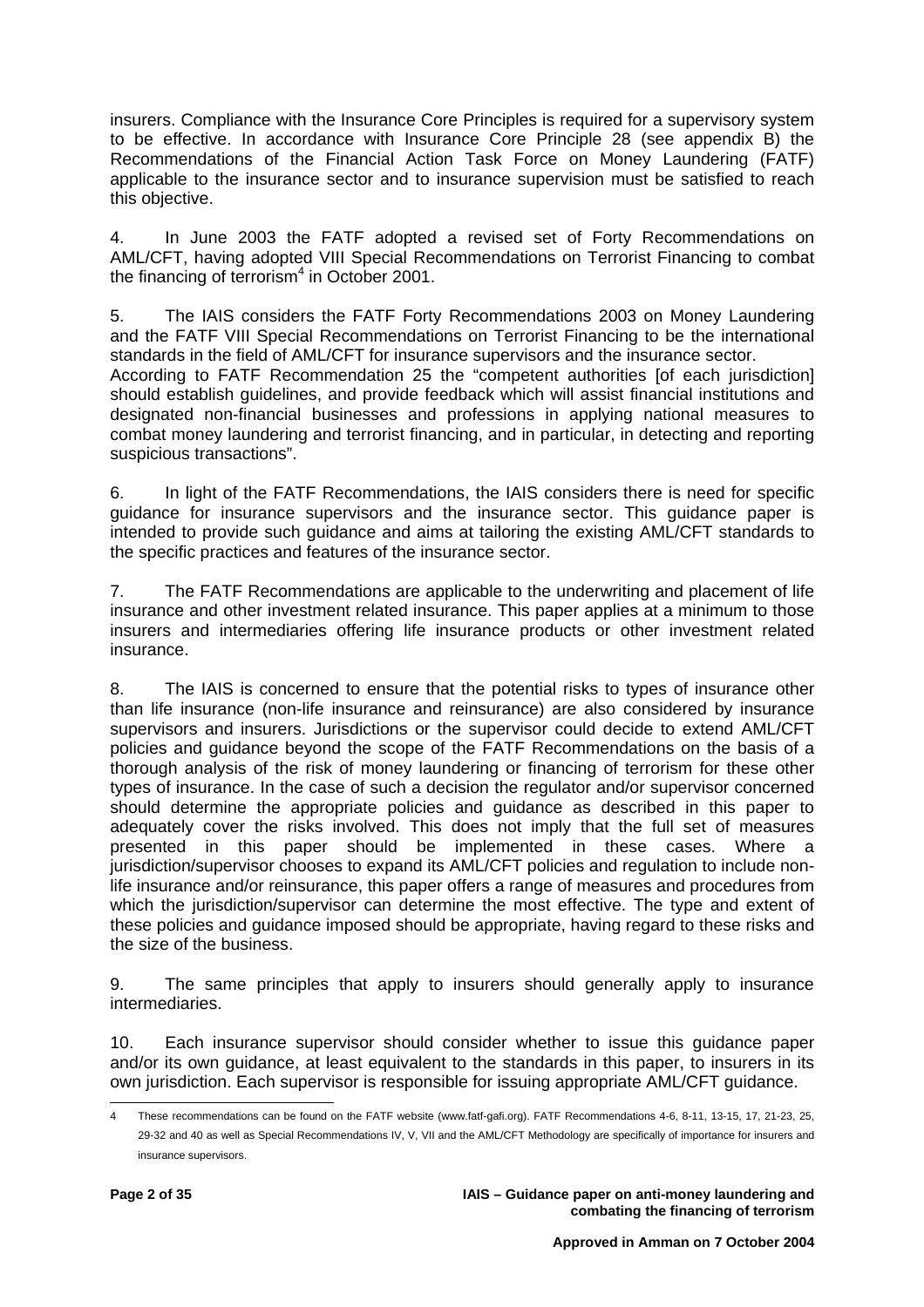insurers. Compliance with the Insurance Core Principles is required for a supervisory system to be effective. In accordance with Insurance Core Principle 28 (see appendix B) the Recommendations of the Financial Action Task Force on Money Laundering (FATF) applicable to the insurance sector and to insurance supervision must be satisfied to reach this objective.

4. In June 2003 the FATF adopted a revised set of Forty Recommendations on AML/CFT, having adopted VIII Special Recommendations on Terrorist Financing to combat the financing of terrorism[4] in October 2001.

5. The IAIS considers the FATF Forty Recommendations 2003 on Money Laundering and the FATF VIII Special Recommendations on Terrorist Financing to be the international standards in the field of AML/CFT for insurance supervisors and the insurance sector. According to FATF Recommendation 25 the "competent authorities [of each jurisdiction] should establish guidelines, and provide feedback which will assist financial institutions and designated non-financial businesses and professions in applying national measures to combat money laundering and terrorist financing, and in particular, in detecting and reporting suspicious transactions".

6. In light of the FATF Recommendations, the IAIS considers there is need for specific guidance for insurance supervisors and the insurance sector. This guidance paper is intended to provide such guidance and aims at tailoring the existing AML/CFT standards to the specific practices and features of the insurance sector.

7. The FATF Recommendations are applicable to the underwriting and placement of life insurance and other investment related insurance. This paper applies at a minimum to those insurers and intermediaries offering life insurance products or other investment related insurance.

8. The IAIS is concerned to ensure that the potential risks to types of insurance other than life insurance (non-life insurance and reinsurance) are also considered by insurance supervisors and insurers. Jurisdictions or the supervisor could decide to extend AML/CFT policies and guidance beyond the scope of the FATF Recommendations on the basis of a thorough analysis of the risk of money laundering or financing of terrorism for these other types of insurance. In the case of such a decision the regulator and/or supervisor concerned should determine the appropriate policies and guidance as described in this paper to adequately cover the risks involved. This does not imply that the full set of measures presented in this paper should be implemented in these cases. Where a jurisdiction/supervisor chooses to expand its AML/CFT policies and regulation to include non-life insurance and/or reinsurance, this paper offers a range of measures and procedures from which the jurisdiction/supervisor can determine the most effective. The type and extent of these policies and guidance imposed should be appropriate, having regard to these risks and the size of the business.

9. The same principles that apply to insurers should generally apply to insurance intermediaries.

10. Each insurance supervisor should consider whether to issue this guidance paper and/or its own guidance, at least equivalent to the standards in this paper, to insurers in its own jurisdiction. Each supervisor is responsible for issuing appropriate AML/CFT guidance.

---

4 These recommendations can be found on the FATF website (www.fatf-gafi.org). FATF Recommendations 4-6, 8-11, 13-15, 17, 21-23, 25, 29-32 and 40 as well as Special Recommendations IV, V, VII and the AML/CFT Methodology are specifically of importance for insurers and insurance supervisors.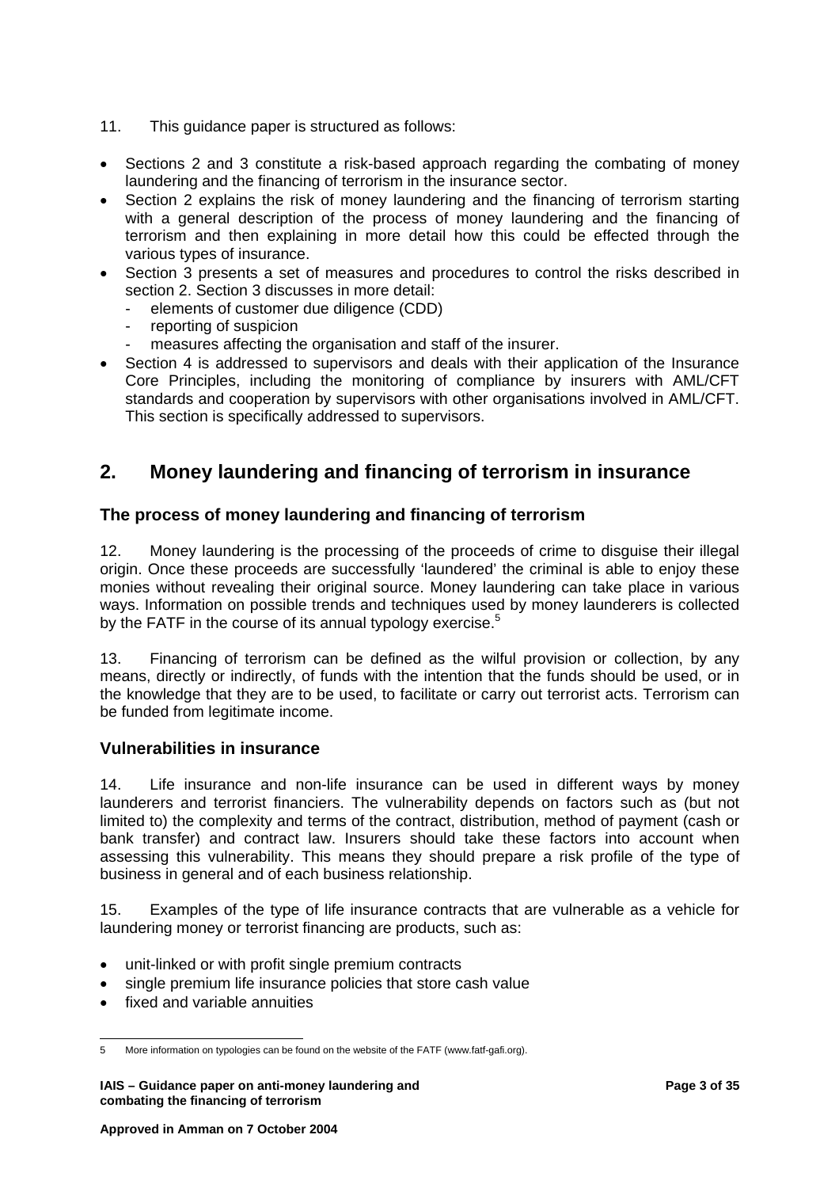11. This guidance paper is structured as follows:

- Sections 2 and 3 constitute a risk-based approach regarding the combating of money laundering and the financing of terrorism in the insurance sector.
- Section 2 explains the risk of money laundering and the financing of terrorism starting with a general description of the process of money laundering and the financing of terrorism and then explaining in more detail how this could be effected through the various types of insurance.
- Section 3 presents a set of measures and procedures to control the risks described in section 2. Section 3 discusses in more detail:
  - elements of customer due diligence (CDD)
  - reporting of suspicion
  - measures affecting the organisation and staff of the insurer.
- Section 4 is addressed to supervisors and deals with their application of the Insurance Core Principles, including the monitoring of compliance by insurers with AML/CFT standards and cooperation by supervisors with other organisations involved in AML/CFT. This section is specifically addressed to supervisors.

## 2. Money laundering and financing of terrorism in insurance

### The process of money laundering and financing of terrorism

12. Money laundering is the processing of the proceeds of crime to disguise their illegal origin. Once these proceeds are successfully 'laundered' the criminal is able to enjoy these monies without revealing their original source. Money laundering can take place in various ways. Information on possible trends and techniques used by money launderers is collected by the FATF in the course of its annual typology exercise.[5]

13. Financing of terrorism can be defined as the wilful provision or collection, by any means, directly or indirectly, of funds with the intention that the funds should be used, or in the knowledge that they are to be used, to facilitate or carry out terrorist acts. Terrorism can be funded from legitimate income.

### Vulnerabilities in insurance

14. Life insurance and non-life insurance can be used in different ways by money launderers and terrorist financiers. The vulnerability depends on factors such as (but not limited to) the complexity and terms of the contract, distribution, method of payment (cash or bank transfer) and contract law. Insurers should take these factors into account when assessing this vulnerability. This means they should prepare a risk profile of the type of business in general and of each business relationship.

15. Examples of the type of life insurance contracts that are vulnerable as a vehicle for laundering money or terrorist financing are products, such as:

- unit-linked or with profit single premium contracts
- single premium life insurance policies that store cash value
- fixed and variable annuities

---

5 More information on typologies can be found on the website of the FATF (www.fatf-gafi.org).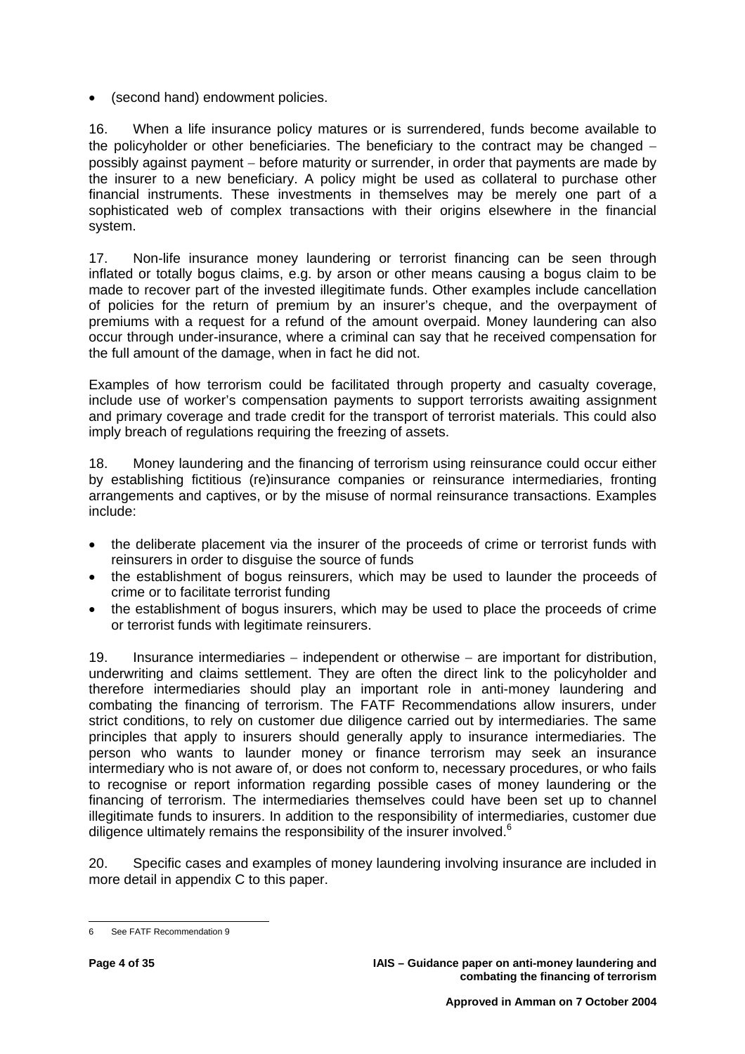- (second hand) endowment policies.

16. When a life insurance policy matures or is surrendered, funds become available to the policyholder or other beneficiaries. The beneficiary to the contract may be changed – possibly against payment – before maturity or surrender, in order that payments are made by the insurer to a new beneficiary. A policy might be used as collateral to purchase other financial instruments. These investments in themselves may be merely one part of a sophisticated web of complex transactions with their origins elsewhere in the financial system.

17. Non-life insurance money laundering or terrorist financing can be seen through inflated or totally bogus claims, e.g. by arson or other means causing a bogus claim to be made to recover part of the invested illegitimate funds. Other examples include cancellation of policies for the return of premium by an insurer's cheque, and the overpayment of premiums with a request for a refund of the amount overpaid. Money laundering can also occur through under-insurance, where a criminal can say that he received compensation for the full amount of the damage, when in fact he did not.

Examples of how terrorism could be facilitated through property and casualty coverage, include use of worker's compensation payments to support terrorists awaiting assignment and primary coverage and trade credit for the transport of terrorist materials. This could also imply breach of regulations requiring the freezing of assets.

18. Money laundering and the financing of terrorism using reinsurance could occur either by establishing fictitious (re)insurance companies or reinsurance intermediaries, fronting arrangements and captives, or by the misuse of normal reinsurance transactions. Examples include:

- the deliberate placement via the insurer of the proceeds of crime or terrorist funds with reinsurers in order to disguise the source of funds
- the establishment of bogus reinsurers, which may be used to launder the proceeds of crime or to facilitate terrorist funding
- the establishment of bogus insurers, which may be used to place the proceeds of crime or terrorist funds with legitimate reinsurers.

19. Insurance intermediaries – independent or otherwise – are important for distribution, underwriting and claims settlement. They are often the direct link to the policyholder and therefore intermediaries should play an important role in anti-money laundering and combating the financing of terrorism. The FATF Recommendations allow insurers, under strict conditions, to rely on customer due diligence carried out by intermediaries. The same principles that apply to insurers should generally apply to insurance intermediaries. The person who wants to launder money or finance terrorism may seek an insurance intermediary who is not aware of, or does not conform to, necessary procedures, or who fails to recognise or report information regarding possible cases of money laundering or the financing of terrorism. The intermediaries themselves could have been set up to channel illegitimate funds to insurers. In addition to the responsibility of intermediaries, customer due diligence ultimately remains the responsibility of the insurer involved.[6]

20. Specific cases and examples of money laundering involving insurance are included in more detail in appendix C to this paper.

---

6 See FATF Recommendation 9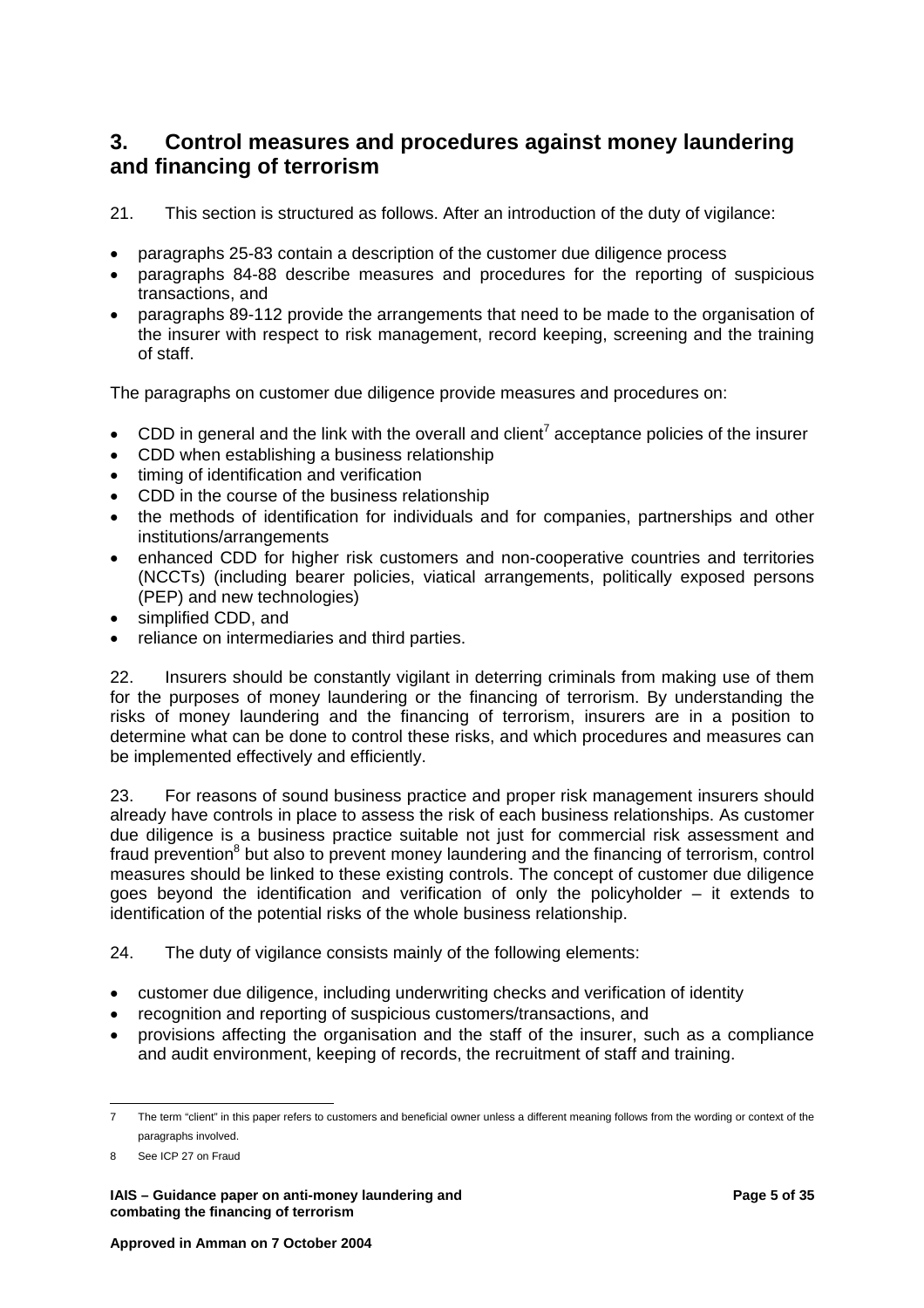## 3. Control measures and procedures against money laundering and financing of terrorism

21. This section is structured as follows. After an introduction of the duty of vigilance:

- paragraphs 25-83 contain a description of the customer due diligence process
- paragraphs 84-88 describe measures and procedures for the reporting of suspicious transactions, and
- paragraphs 89-112 provide the arrangements that need to be made to the organisation of the insurer with respect to risk management, record keeping, screening and the training of staff.

The paragraphs on customer due diligence provide measures and procedures on:

- CDD in general and the link with the overall and client[7] acceptance policies of the insurer
- CDD when establishing a business relationship
- timing of identification and verification
- CDD in the course of the business relationship
- the methods of identification for individuals and for companies, partnerships and other institutions/arrangements
- enhanced CDD for higher risk customers and non-cooperative countries and territories (NCCTs) (including bearer policies, viatical arrangements, politically exposed persons (PEP) and new technologies)
- simplified CDD, and
- reliance on intermediaries and third parties.

22. Insurers should be constantly vigilant in deterring criminals from making use of them for the purposes of money laundering or the financing of terrorism. By understanding the risks of money laundering and the financing of terrorism, insurers are in a position to determine what can be done to control these risks, and which procedures and measures can be implemented effectively and efficiently.

23. For reasons of sound business practice and proper risk management insurers should already have controls in place to assess the risk of each business relationships. As customer due diligence is a business practice suitable not just for commercial risk assessment and fraud prevention[8] but also to prevent money laundering and the financing of terrorism, control measures should be linked to these existing controls. The concept of customer due diligence goes beyond the identification and verification of only the policyholder – it extends to identification of the potential risks of the whole business relationship.

24. The duty of vigilance consists mainly of the following elements:

- customer due diligence, including underwriting checks and verification of identity
- recognition and reporting of suspicious customers/transactions, and
- provisions affecting the organisation and the staff of the insurer, such as a compliance and audit environment, keeping of records, the recruitment of staff and training.

---

7 The term "client" in this paper refers to customers and beneficial owner unless a different meaning follows from the wording or context of the paragraphs involved.

8 See ICP 27 on Fraud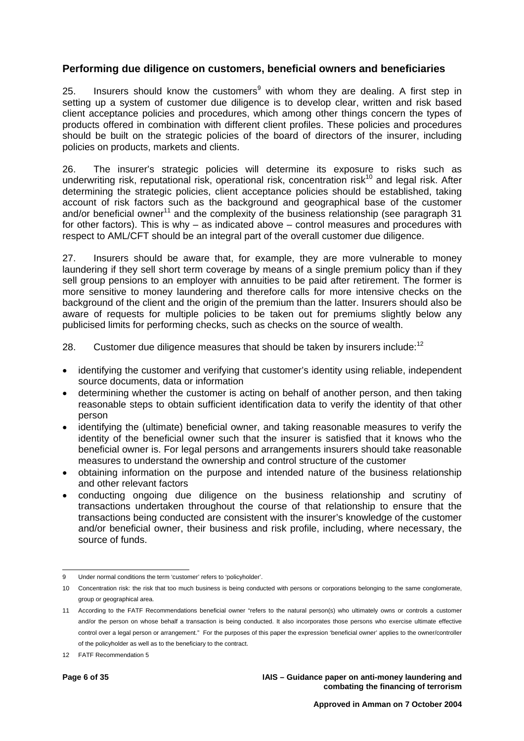## Performing due diligence on customers, beneficial owners and beneficiaries

25. Insurers should know the customers[9] with whom they are dealing. A first step in setting up a system of customer due diligence is to develop clear, written and risk based client acceptance policies and procedures, which among other things concern the types of products offered in combination with different client profiles. These policies and procedures should be built on the strategic policies of the board of directors of the insurer, including policies on products, markets and clients.

26. The insurer's strategic policies will determine its exposure to risks such as underwriting risk, reputational risk, operational risk, concentration risk[10] and legal risk. After determining the strategic policies, client acceptance policies should be established, taking account of risk factors such as the background and geographical base of the customer and/or beneficial owner[11] and the complexity of the business relationship (see paragraph 31 for other factors). This is why – as indicated above – control measures and procedures with respect to AML/CFT should be an integral part of the overall customer due diligence.

27. Insurers should be aware that, for example, they are more vulnerable to money laundering if they sell short term coverage by means of a single premium policy than if they sell group pensions to an employer with annuities to be paid after retirement. The former is more sensitive to money laundering and therefore calls for more intensive checks on the background of the client and the origin of the premium than the latter. Insurers should also be aware of requests for multiple policies to be taken out for premiums slightly below any publicised limits for performing checks, such as checks on the source of wealth.

28. Customer due diligence measures that should be taken by insurers include:[12]

- identifying the customer and verifying that customer's identity using reliable, independent source documents, data or information
- determining whether the customer is acting on behalf of another person, and then taking reasonable steps to obtain sufficient identification data to verify the identity of that other person
- identifying the (ultimate) beneficial owner, and taking reasonable measures to verify the identity of the beneficial owner such that the insurer is satisfied that it knows who the beneficial owner is. For legal persons and arrangements insurers should take reasonable measures to understand the ownership and control structure of the customer
- obtaining information on the purpose and intended nature of the business relationship and other relevant factors
- conducting ongoing due diligence on the business relationship and scrutiny of transactions undertaken throughout the course of that relationship to ensure that the transactions being conducted are consistent with the insurer's knowledge of the customer and/or beneficial owner, their business and risk profile, including, where necessary, the source of funds.

---

9 Under normal conditions the term 'customer' refers to 'policyholder'.

10 Concentration risk: the risk that too much business is being conducted with persons or corporations belonging to the same conglomerate, group or geographical area.

11 According to the FATF Recommendations beneficial owner "refers to the natural person(s) who ultimately owns or controls a customer and/or the person on whose behalf a transaction is being conducted. It also incorporates those persons who exercise ultimate effective control over a legal person or arrangement." For the purposes of this paper the expression 'beneficial owner' applies to the owner/controller of the policyholder as well as to the beneficiary to the contract.

12 FATF Recommendation 5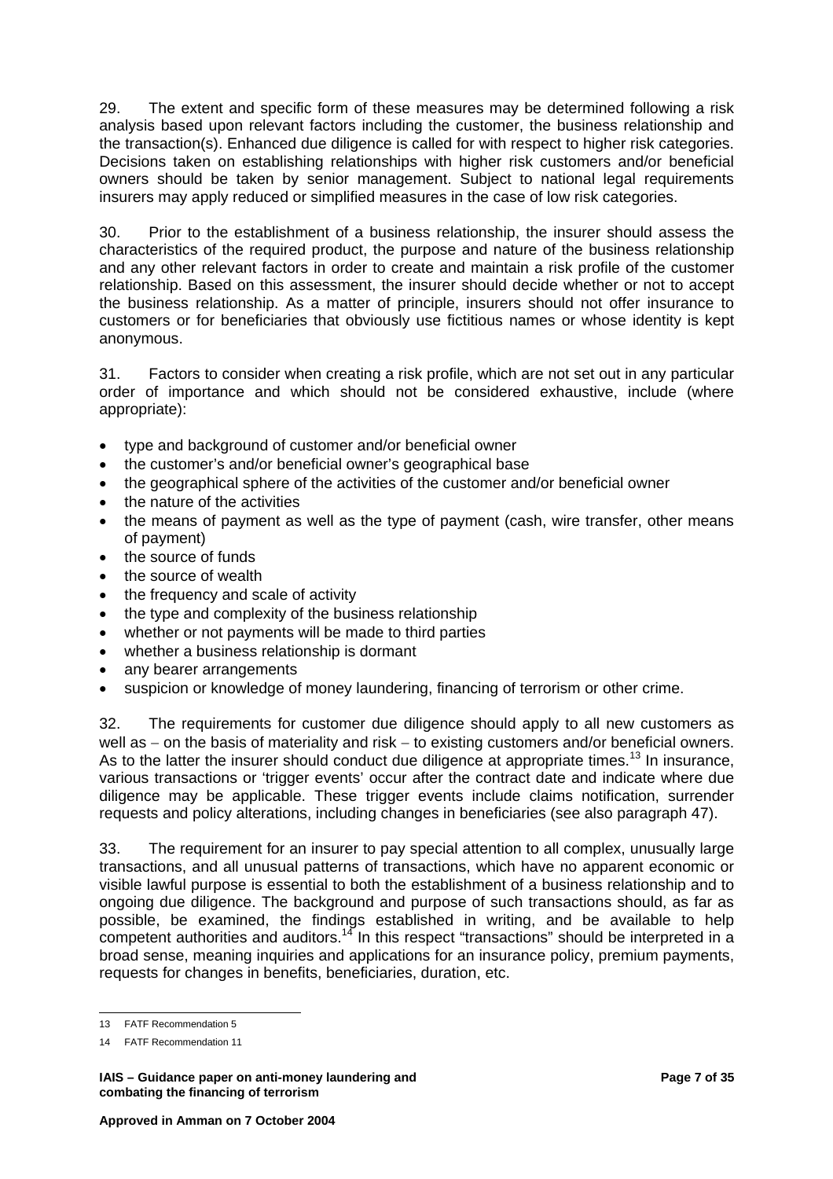29. The extent and specific form of these measures may be determined following a risk analysis based upon relevant factors including the customer, the business relationship and the transaction(s). Enhanced due diligence is called for with respect to higher risk categories. Decisions taken on establishing relationships with higher risk customers and/or beneficial owners should be taken by senior management. Subject to national legal requirements insurers may apply reduced or simplified measures in the case of low risk categories.

30. Prior to the establishment of a business relationship, the insurer should assess the characteristics of the required product, the purpose and nature of the business relationship and any other relevant factors in order to create and maintain a risk profile of the customer relationship. Based on this assessment, the insurer should decide whether or not to accept the business relationship. As a matter of principle, insurers should not offer insurance to customers or for beneficiaries that obviously use fictitious names or whose identity is kept anonymous.

31. Factors to consider when creating a risk profile, which are not set out in any particular order of importance and which should not be considered exhaustive, include (where appropriate):

- type and background of customer and/or beneficial owner
- the customer's and/or beneficial owner's geographical base
- the geographical sphere of the activities of the customer and/or beneficial owner
- the nature of the activities
- the means of payment as well as the type of payment (cash, wire transfer, other means of payment)
- the source of funds
- the source of wealth
- the frequency and scale of activity
- the type and complexity of the business relationship
- whether or not payments will be made to third parties
- whether a business relationship is dormant
- any bearer arrangements
- suspicion or knowledge of money laundering, financing of terrorism or other crime.

32. The requirements for customer due diligence should apply to all new customers as well as – on the basis of materiality and risk – to existing customers and/or beneficial owners. As to the latter the insurer should conduct due diligence at appropriate times.[13] In insurance, various transactions or 'trigger events' occur after the contract date and indicate where due diligence may be applicable. These trigger events include claims notification, surrender requests and policy alterations, including changes in beneficiaries (see also paragraph 47).

33. The requirement for an insurer to pay special attention to all complex, unusually large transactions, and all unusual patterns of transactions, which have no apparent economic or visible lawful purpose is essential to both the establishment of a business relationship and to ongoing due diligence. The background and purpose of such transactions should, as far as possible, be examined, the findings established in writing, and be available to help competent authorities and auditors.[14] In this respect "transactions" should be interpreted in a broad sense, meaning inquiries and applications for an insurance policy, premium payments, requests for changes in benefits, beneficiaries, duration, etc.

---

13 FATF Recommendation 5

14 FATF Recommendation 11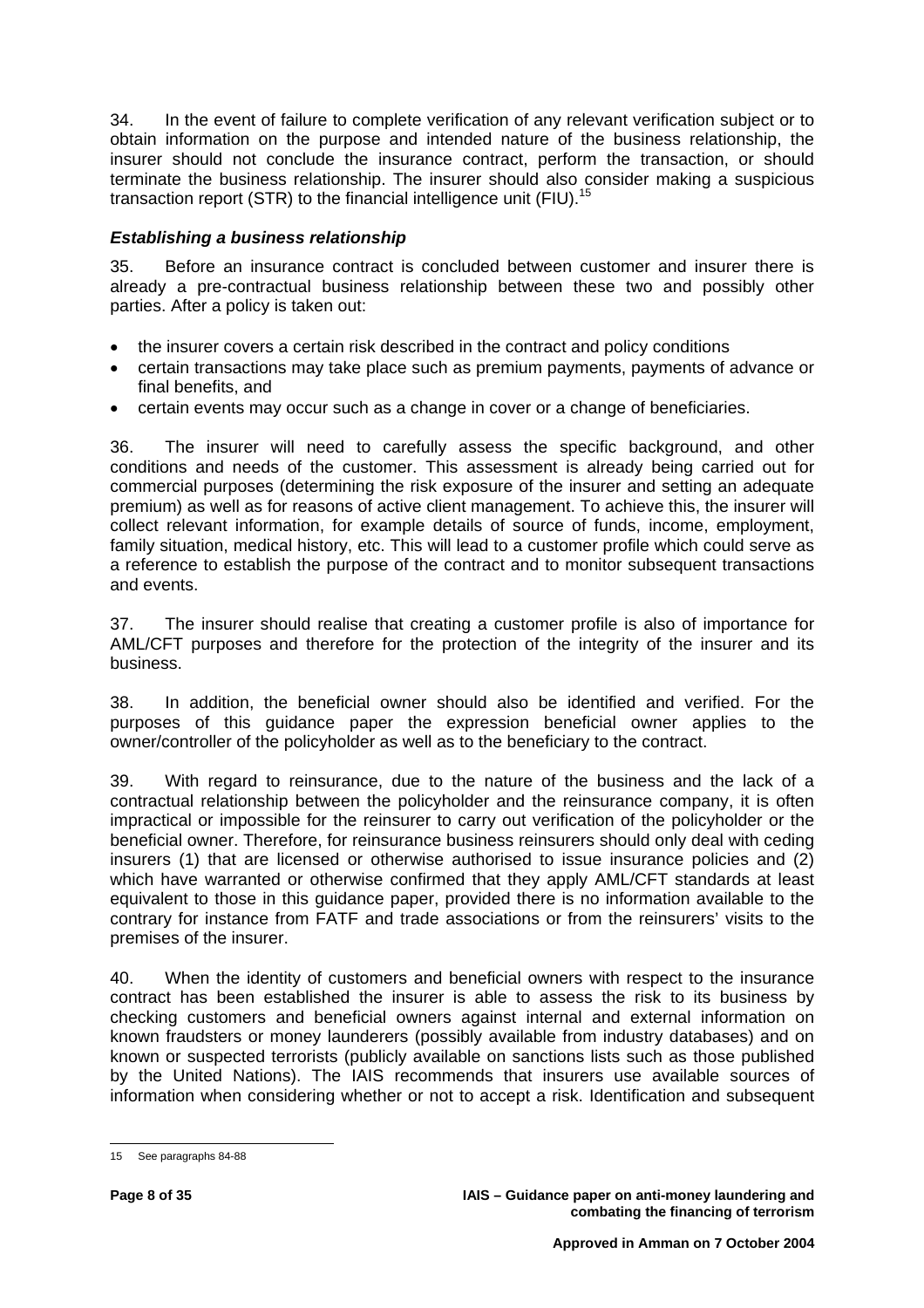34. In the event of failure to complete verification of any relevant verification subject or to obtain information on the purpose and intended nature of the business relationship, the insurer should not conclude the insurance contract, perform the transaction, or should terminate the business relationship. The insurer should also consider making a suspicious transaction report (STR) to the financial intelligence unit (FIU).[15]

### *Establishing a business relationship*

35. Before an insurance contract is concluded between customer and insurer there is already a pre-contractual business relationship between these two and possibly other parties. After a policy is taken out:

- the insurer covers a certain risk described in the contract and policy conditions
- certain transactions may take place such as premium payments, payments of advance or final benefits, and
- certain events may occur such as a change in cover or a change of beneficiaries.

36. The insurer will need to carefully assess the specific background, and other conditions and needs of the customer. This assessment is already being carried out for commercial purposes (determining the risk exposure of the insurer and setting an adequate premium) as well as for reasons of active client management. To achieve this, the insurer will collect relevant information, for example details of source of funds, income, employment, family situation, medical history, etc. This will lead to a customer profile which could serve as a reference to establish the purpose of the contract and to monitor subsequent transactions and events.

37. The insurer should realise that creating a customer profile is also of importance for AML/CFT purposes and therefore for the protection of the integrity of the insurer and its business.

38. In addition, the beneficial owner should also be identified and verified. For the purposes of this guidance paper the expression beneficial owner applies to the owner/controller of the policyholder as well as to the beneficiary to the contract.

39. With regard to reinsurance, due to the nature of the business and the lack of a contractual relationship between the policyholder and the reinsurance company, it is often impractical or impossible for the reinsurer to carry out verification of the policyholder or the beneficial owner. Therefore, for reinsurance business reinsurers should only deal with ceding insurers (1) that are licensed or otherwise authorised to issue insurance policies and (2) which have warranted or otherwise confirmed that they apply AML/CFT standards at least equivalent to those in this guidance paper, provided there is no information available to the contrary for instance from FATF and trade associations or from the reinsurers' visits to the premises of the insurer.

40. When the identity of customers and beneficial owners with respect to the insurance contract has been established the insurer is able to assess the risk to its business by checking customers and beneficial owners against internal and external information on known fraudsters or money launderers (possibly available from industry databases) and on known or suspected terrorists (publicly available on sanctions lists such as those published by the United Nations). The IAIS recommends that insurers use available sources of information when considering whether or not to accept a risk. Identification and subsequent

---

15 See paragraphs 84-88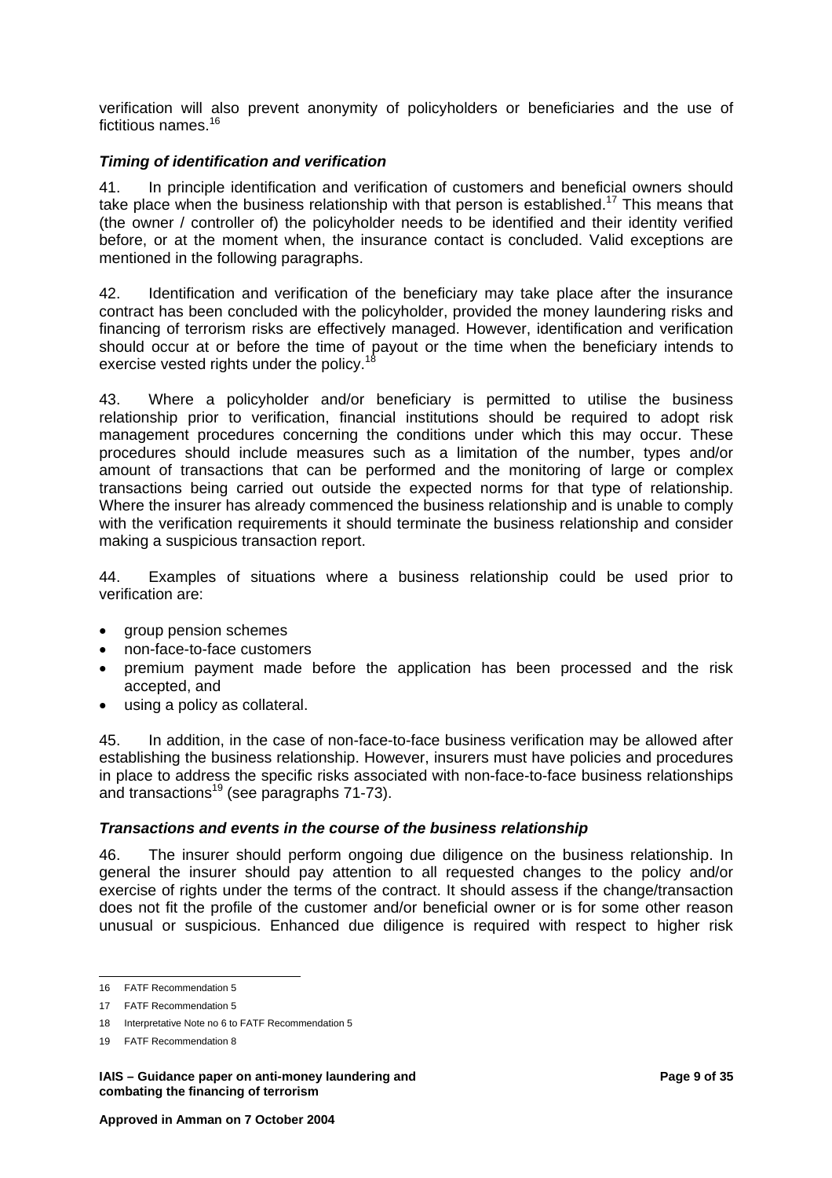verification will also prevent anonymity of policyholders or beneficiaries and the use of fictitious names.[16]

### *Timing of identification and verification*

41. In principle identification and verification of customers and beneficial owners should take place when the business relationship with that person is established.[17] This means that (the owner / controller of) the policyholder needs to be identified and their identity verified before, or at the moment when, the insurance contact is concluded. Valid exceptions are mentioned in the following paragraphs.

42. Identification and verification of the beneficiary may take place after the insurance contract has been concluded with the policyholder, provided the money laundering risks and financing of terrorism risks are effectively managed. However, identification and verification should occur at or before the time of payout or the time when the beneficiary intends to exercise vested rights under the policy.[18]

43. Where a policyholder and/or beneficiary is permitted to utilise the business relationship prior to verification, financial institutions should be required to adopt risk management procedures concerning the conditions under which this may occur. These procedures should include measures such as a limitation of the number, types and/or amount of transactions that can be performed and the monitoring of large or complex transactions being carried out outside the expected norms for that type of relationship. Where the insurer has already commenced the business relationship and is unable to comply with the verification requirements it should terminate the business relationship and consider making a suspicious transaction report.

44. Examples of situations where a business relationship could be used prior to verification are:

- group pension schemes
- non-face-to-face customers
- premium payment made before the application has been processed and the risk accepted, and
- using a policy as collateral.

45. In addition, in the case of non-face-to-face business verification may be allowed after establishing the business relationship. However, insurers must have policies and procedures in place to address the specific risks associated with non-face-to-face business relationships and transactions[19] (see paragraphs 71-73).

### *Transactions and events in the course of the business relationship*

46. The insurer should perform ongoing due diligence on the business relationship. In general the insurer should pay attention to all requested changes to the policy and/or exercise of rights under the terms of the contract. It should assess if the change/transaction does not fit the profile of the customer and/or beneficial owner or is for some other reason unusual or suspicious. Enhanced due diligence is required with respect to higher risk

---

16 FATF Recommendation 5

17 FATF Recommendation 5

18 Interpretative Note no 6 to FATF Recommendation 5

19 FATF Recommendation 8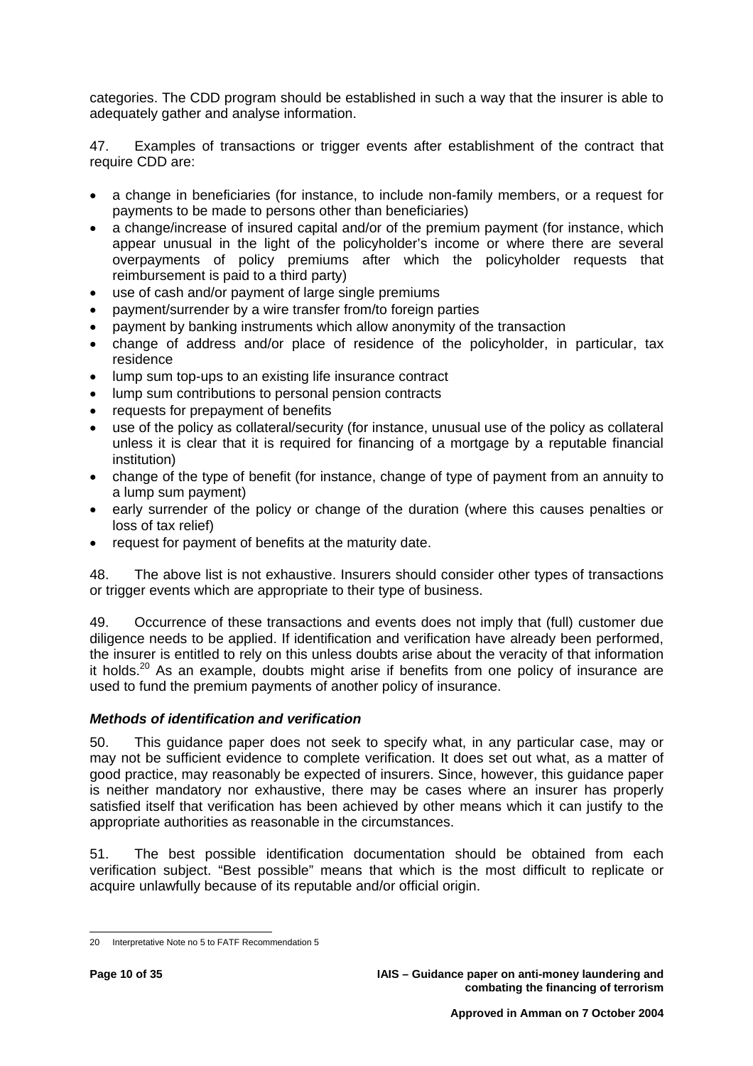categories. The CDD program should be established in such a way that the insurer is able to adequately gather and analyse information.

47. Examples of transactions or trigger events after establishment of the contract that require CDD are:

- a change in beneficiaries (for instance, to include non-family members, or a request for payments to be made to persons other than beneficiaries)
- a change/increase of insured capital and/or of the premium payment (for instance, which appear unusual in the light of the policyholder's income or where there are several overpayments of policy premiums after which the policyholder requests that reimbursement is paid to a third party)
- use of cash and/or payment of large single premiums
- payment/surrender by a wire transfer from/to foreign parties
- payment by banking instruments which allow anonymity of the transaction
- change of address and/or place of residence of the policyholder, in particular, tax residence
- lump sum top-ups to an existing life insurance contract
- lump sum contributions to personal pension contracts
- requests for prepayment of benefits
- use of the policy as collateral/security (for instance, unusual use of the policy as collateral unless it is clear that it is required for financing of a mortgage by a reputable financial institution)
- change of the type of benefit (for instance, change of type of payment from an annuity to a lump sum payment)
- early surrender of the policy or change of the duration (where this causes penalties or loss of tax relief)
- request for payment of benefits at the maturity date.

48. The above list is not exhaustive. Insurers should consider other types of transactions or trigger events which are appropriate to their type of business.

49. Occurrence of these transactions and events does not imply that (full) customer due diligence needs to be applied. If identification and verification have already been performed, the insurer is entitled to rely on this unless doubts arise about the veracity of that information it holds.[20] As an example, doubts might arise if benefits from one policy of insurance are used to fund the premium payments of another policy of insurance.

### *Methods of identification and verification*

50. This guidance paper does not seek to specify what, in any particular case, may or may not be sufficient evidence to complete verification. It does set out what, as a matter of good practice, may reasonably be expected of insurers. Since, however, this guidance paper is neither mandatory nor exhaustive, there may be cases where an insurer has properly satisfied itself that verification has been achieved by other means which it can justify to the appropriate authorities as reasonable in the circumstances.

51. The best possible identification documentation should be obtained from each verification subject. "Best possible" means that which is the most difficult to replicate or acquire unlawfully because of its reputable and/or official origin.

---

20 Interpretative Note no 5 to FATF Recommendation 5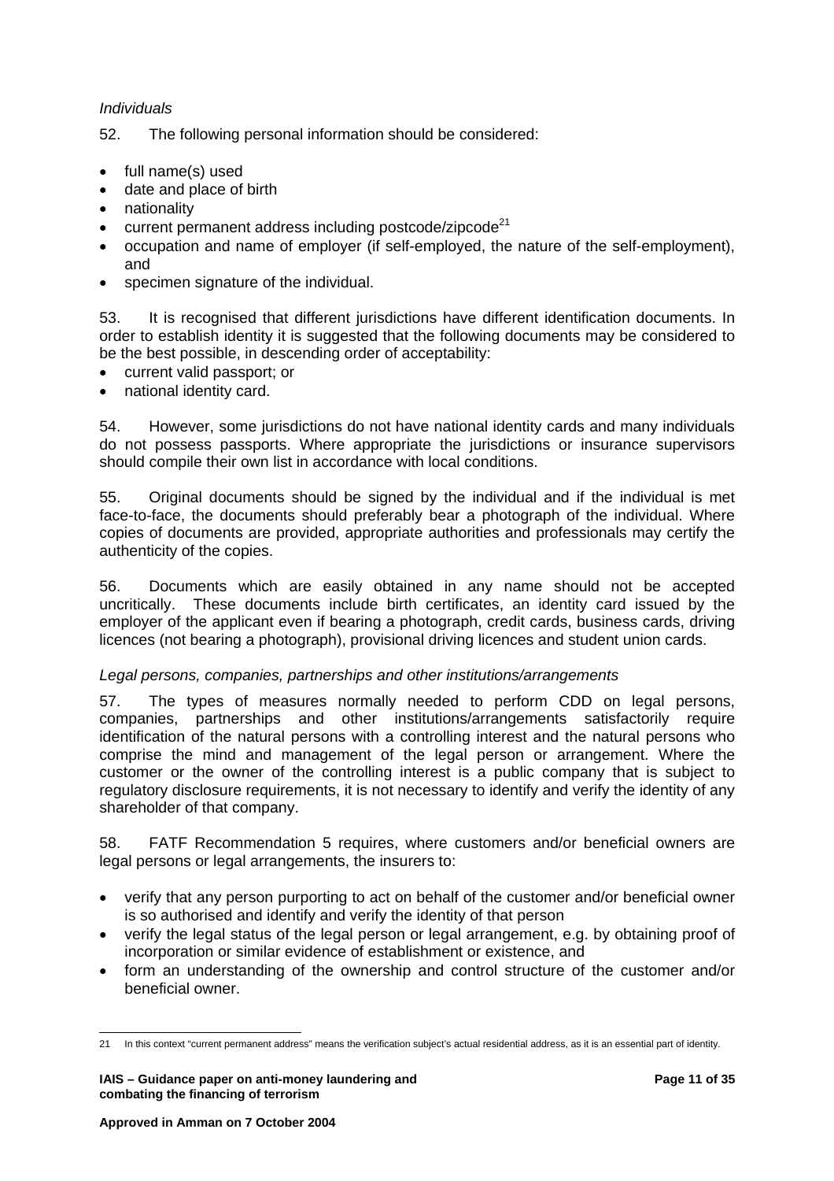*Individuals*

52. The following personal information should be considered:

- full name(s) used
- date and place of birth
- nationality
- current permanent address including postcode/zipcode[21]
- occupation and name of employer (if self-employed, the nature of the self-employment), and
- specimen signature of the individual.

53. It is recognised that different jurisdictions have different identification documents. In order to establish identity it is suggested that the following documents may be considered to be the best possible, in descending order of acceptability:

- current valid passport; or
- national identity card.

54. However, some jurisdictions do not have national identity cards and many individuals do not possess passports. Where appropriate the jurisdictions or insurance supervisors should compile their own list in accordance with local conditions.

55. Original documents should be signed by the individual and if the individual is met face-to-face, the documents should preferably bear a photograph of the individual. Where copies of documents are provided, appropriate authorities and professionals may certify the authenticity of the copies.

56. Documents which are easily obtained in any name should not be accepted uncritically. These documents include birth certificates, an identity card issued by the employer of the applicant even if bearing a photograph, credit cards, business cards, driving licences (not bearing a photograph), provisional driving licences and student union cards.

*Legal persons, companies, partnerships and other institutions/arrangements*

57. The types of measures normally needed to perform CDD on legal persons, companies, partnerships and other institutions/arrangements satisfactorily require identification of the natural persons with a controlling interest and the natural persons who comprise the mind and management of the legal person or arrangement. Where the customer or the owner of the controlling interest is a public company that is subject to regulatory disclosure requirements, it is not necessary to identify and verify the identity of any shareholder of that company.

58. FATF Recommendation 5 requires, where customers and/or beneficial owners are legal persons or legal arrangements, the insurers to:

- verify that any person purporting to act on behalf of the customer and/or beneficial owner is so authorised and identify and verify the identity of that person
- verify the legal status of the legal person or legal arrangement, e.g. by obtaining proof of incorporation or similar evidence of establishment or existence, and
- form an understanding of the ownership and control structure of the customer and/or beneficial owner.

---

21 In this context "current permanent address" means the verification subject's actual residential address, as it is an essential part of identity.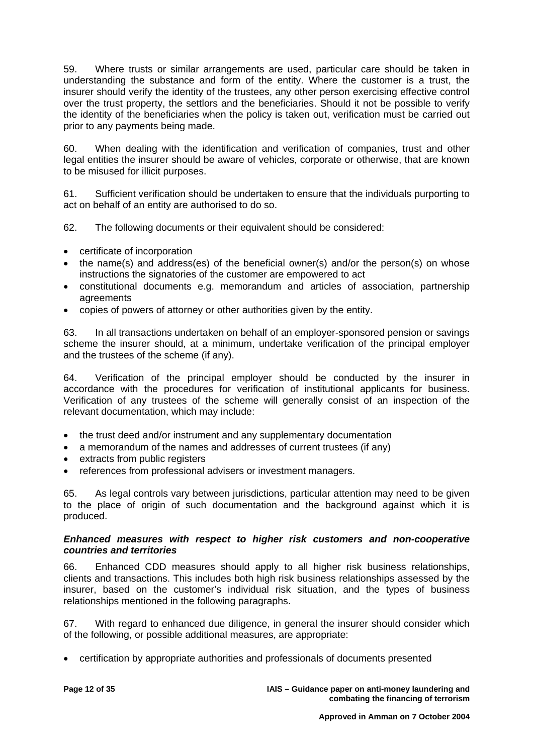59. Where trusts or similar arrangements are used, particular care should be taken in understanding the substance and form of the entity. Where the customer is a trust, the insurer should verify the identity of the trustees, any other person exercising effective control over the trust property, the settlors and the beneficiaries. Should it not be possible to verify the identity of the beneficiaries when the policy is taken out, verification must be carried out prior to any payments being made.

60. When dealing with the identification and verification of companies, trust and other legal entities the insurer should be aware of vehicles, corporate or otherwise, that are known to be misused for illicit purposes.

61. Sufficient verification should be undertaken to ensure that the individuals purporting to act on behalf of an entity are authorised to do so.

62. The following documents or their equivalent should be considered:

- certificate of incorporation
- the name(s) and address(es) of the beneficial owner(s) and/or the person(s) on whose instructions the signatories of the customer are empowered to act
- constitutional documents e.g. memorandum and articles of association, partnership agreements
- copies of powers of attorney or other authorities given by the entity.

63. In all transactions undertaken on behalf of an employer-sponsored pension or savings scheme the insurer should, at a minimum, undertake verification of the principal employer and the trustees of the scheme (if any).

64. Verification of the principal employer should be conducted by the insurer in accordance with the procedures for verification of institutional applicants for business. Verification of any trustees of the scheme will generally consist of an inspection of the relevant documentation, which may include:

- the trust deed and/or instrument and any supplementary documentation
- a memorandum of the names and addresses of current trustees (if any)
- extracts from public registers
- references from professional advisers or investment managers.

65. As legal controls vary between jurisdictions, particular attention may need to be given to the place of origin of such documentation and the background against which it is produced.

***Enhanced measures with respect to higher risk customers and non-cooperative countries and territories***

66. Enhanced CDD measures should apply to all higher risk business relationships, clients and transactions. This includes both high risk business relationships assessed by the insurer, based on the customer's individual risk situation, and the types of business relationships mentioned in the following paragraphs.

67. With regard to enhanced due diligence, in general the insurer should consider which of the following, or possible additional measures, are appropriate:

- certification by appropriate authorities and professionals of documents presented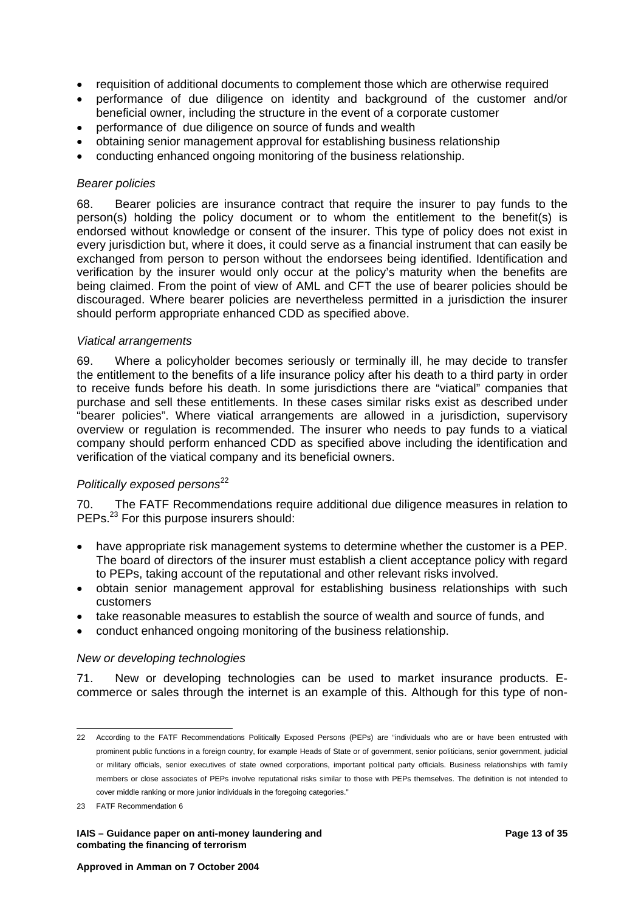- requisition of additional documents to complement those which are otherwise required
- performance of due diligence on identity and background of the customer and/or beneficial owner, including the structure in the event of a corporate customer
- performance of due diligence on source of funds and wealth
- obtaining senior management approval for establishing business relationship
- conducting enhanced ongoing monitoring of the business relationship.

*Bearer policies*

68. Bearer policies are insurance contract that require the insurer to pay funds to the person(s) holding the policy document or to whom the entitlement to the benefit(s) is endorsed without knowledge or consent of the insurer. This type of policy does not exist in every jurisdiction but, where it does, it could serve as a financial instrument that can easily be exchanged from person to person without the endorsees being identified. Identification and verification by the insurer would only occur at the policy's maturity when the benefits are being claimed. From the point of view of AML and CFT the use of bearer policies should be discouraged. Where bearer policies are nevertheless permitted in a jurisdiction the insurer should perform appropriate enhanced CDD as specified above.

*Viatical arrangements*

69. Where a policyholder becomes seriously or terminally ill, he may decide to transfer the entitlement to the benefits of a life insurance policy after his death to a third party in order to receive funds before his death. In some jurisdictions there are "viatical" companies that purchase and sell these entitlements. In these cases similar risks exist as described under "bearer policies". Where viatical arrangements are allowed in a jurisdiction, supervisory overview or regulation is recommended. The insurer who needs to pay funds to a viatical company should perform enhanced CDD as specified above including the identification and verification of the viatical company and its beneficial owners.

*Politically exposed persons*[22]

70. The FATF Recommendations require additional due diligence measures in relation to PEPs.[23] For this purpose insurers should:

- have appropriate risk management systems to determine whether the customer is a PEP. The board of directors of the insurer must establish a client acceptance policy with regard to PEPs, taking account of the reputational and other relevant risks involved.
- obtain senior management approval for establishing business relationships with such customers
- take reasonable measures to establish the source of wealth and source of funds, and
- conduct enhanced ongoing monitoring of the business relationship.

*New or developing technologies*

71. New or developing technologies can be used to market insurance products. E-commerce or sales through the internet is an example of this. Although for this type of non-

---

22 According to the FATF Recommendations Politically Exposed Persons (PEPs) are "individuals who are or have been entrusted with prominent public functions in a foreign country, for example Heads of State or of government, senior politicians, senior government, judicial or military officials, senior executives of state owned corporations, important political party officials. Business relationships with family members or close associates of PEPs involve reputational risks similar to those with PEPs themselves. The definition is not intended to cover middle ranking or more junior individuals in the foregoing categories."

23 FATF Recommendation 6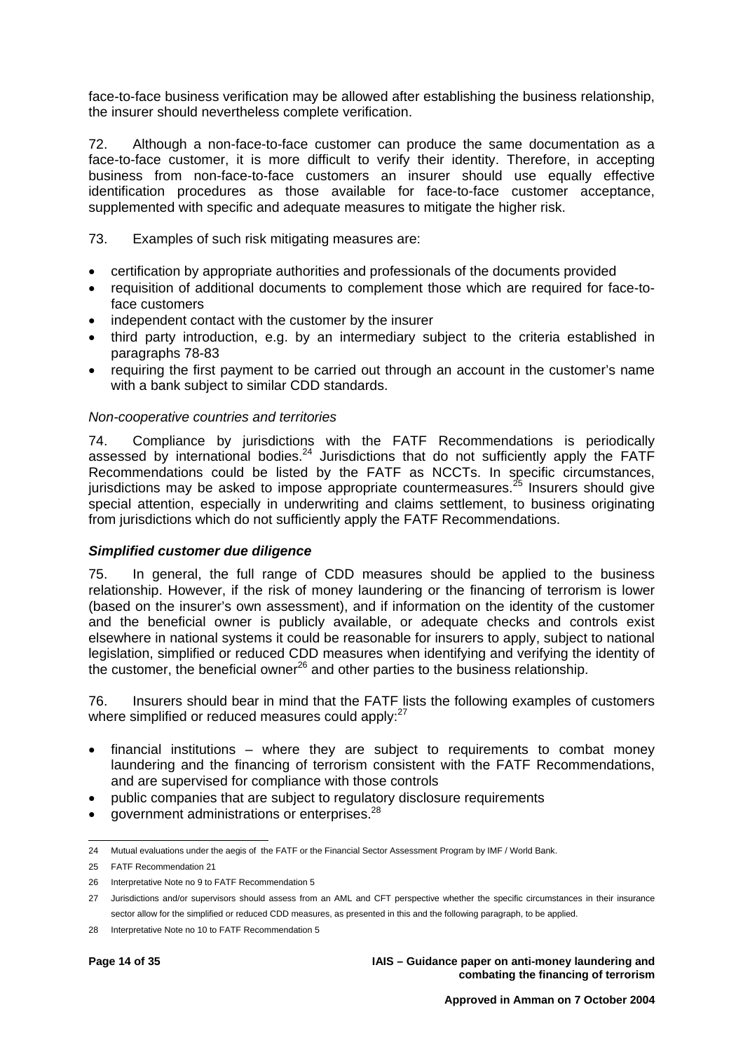face-to-face business verification may be allowed after establishing the business relationship, the insurer should nevertheless complete verification.

72. Although a non-face-to-face customer can produce the same documentation as a face-to-face customer, it is more difficult to verify their identity. Therefore, in accepting business from non-face-to-face customers an insurer should use equally effective identification procedures as those available for face-to-face customer acceptance, supplemented with specific and adequate measures to mitigate the higher risk.

73. Examples of such risk mitigating measures are:

- certification by appropriate authorities and professionals of the documents provided
- requisition of additional documents to complement those which are required for face-to-face customers
- independent contact with the customer by the insurer
- third party introduction, e.g. by an intermediary subject to the criteria established in paragraphs 78-83
- requiring the first payment to be carried out through an account in the customer's name with a bank subject to similar CDD standards.

*Non-cooperative countries and territories*

74. Compliance by jurisdictions with the FATF Recommendations is periodically assessed by international bodies.[24] Jurisdictions that do not sufficiently apply the FATF Recommendations could be listed by the FATF as NCCTs. In specific circumstances, jurisdictions may be asked to impose appropriate countermeasures.[25] Insurers should give special attention, especially in underwriting and claims settlement, to business originating from jurisdictions which do not sufficiently apply the FATF Recommendations.

### *Simplified customer due diligence*

75. In general, the full range of CDD measures should be applied to the business relationship. However, if the risk of money laundering or the financing of terrorism is lower (based on the insurer's own assessment), and if information on the identity of the customer and the beneficial owner is publicly available, or adequate checks and controls exist elsewhere in national systems it could be reasonable for insurers to apply, subject to national legislation, simplified or reduced CDD measures when identifying and verifying the identity of the customer, the beneficial owner[26] and other parties to the business relationship.

76. Insurers should bear in mind that the FATF lists the following examples of customers where simplified or reduced measures could apply:[27]

- financial institutions – where they are subject to requirements to combat money laundering and the financing of terrorism consistent with the FATF Recommendations, and are supervised for compliance with those controls
- public companies that are subject to regulatory disclosure requirements
- government administrations or enterprises.[28]

---

24 Mutual evaluations under the aegis of the FATF or the Financial Sector Assessment Program by IMF / World Bank.

25 FATF Recommendation 21

26 Interpretative Note no 9 to FATF Recommendation 5

27 Jurisdictions and/or supervisors should assess from an AML and CFT perspective whether the specific circumstances in their insurance sector allow for the simplified or reduced CDD measures, as presented in this and the following paragraph, to be applied.

28 Interpretative Note no 10 to FATF Recommendation 5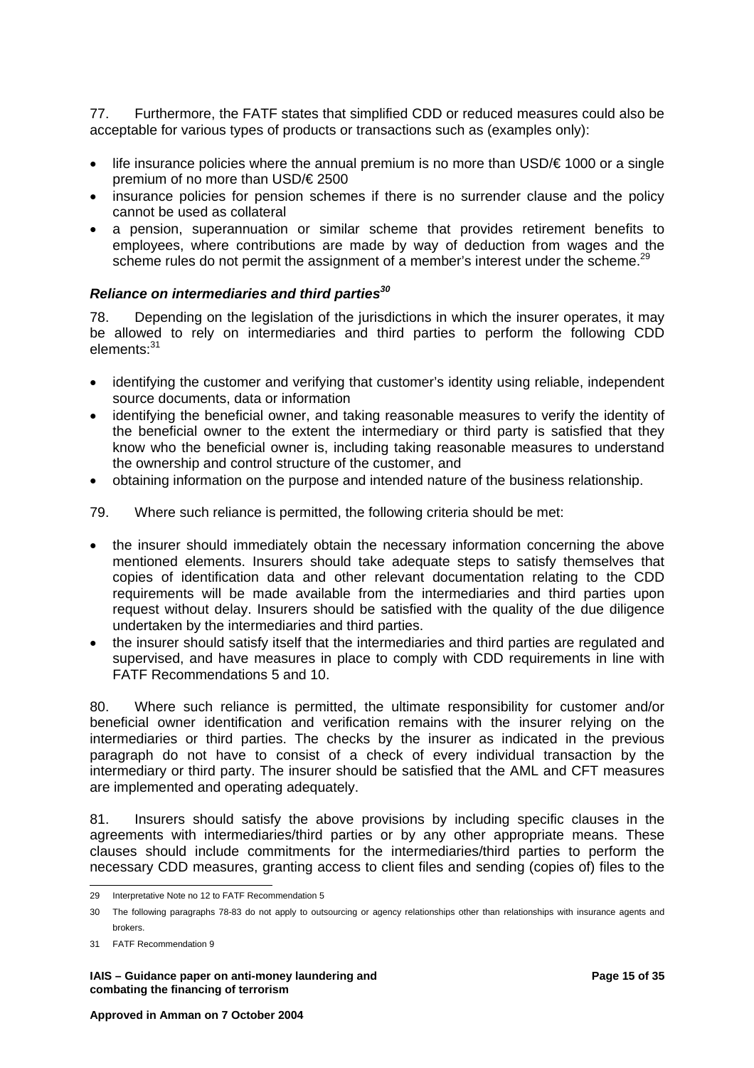77. Furthermore, the FATF states that simplified CDD or reduced measures could also be acceptable for various types of products or transactions such as (examples only):

- life insurance policies where the annual premium is no more than USD/€ 1000 or a single premium of no more than USD/€ 2500
- insurance policies for pension schemes if there is no surrender clause and the policy cannot be used as collateral
- a pension, superannuation or similar scheme that provides retirement benefits to employees, where contributions are made by way of deduction from wages and the scheme rules do not permit the assignment of a member's interest under the scheme.[29]

### *Reliance on intermediaries and third parties[30]*

78. Depending on the legislation of the jurisdictions in which the insurer operates, it may be allowed to rely on intermediaries and third parties to perform the following CDD elements:[31]

- identifying the customer and verifying that customer's identity using reliable, independent source documents, data or information
- identifying the beneficial owner, and taking reasonable measures to verify the identity of the beneficial owner to the extent the intermediary or third party is satisfied that they know who the beneficial owner is, including taking reasonable measures to understand the ownership and control structure of the customer, and
- obtaining information on the purpose and intended nature of the business relationship.

79. Where such reliance is permitted, the following criteria should be met:

- the insurer should immediately obtain the necessary information concerning the above mentioned elements. Insurers should take adequate steps to satisfy themselves that copies of identification data and other relevant documentation relating to the CDD requirements will be made available from the intermediaries and third parties upon request without delay. Insurers should be satisfied with the quality of the due diligence undertaken by the intermediaries and third parties.
- the insurer should satisfy itself that the intermediaries and third parties are regulated and supervised, and have measures in place to comply with CDD requirements in line with FATF Recommendations 5 and 10.

80. Where such reliance is permitted, the ultimate responsibility for customer and/or beneficial owner identification and verification remains with the insurer relying on the intermediaries or third parties. The checks by the insurer as indicated in the previous paragraph do not have to consist of a check of every individual transaction by the intermediary or third party. The insurer should be satisfied that the AML and CFT measures are implemented and operating adequately.

81. Insurers should satisfy the above provisions by including specific clauses in the agreements with intermediaries/third parties or by any other appropriate means. These clauses should include commitments for the intermediaries/third parties to perform the necessary CDD measures, granting access to client files and sending (copies of) files to the

---

29 Interpretative Note no 12 to FATF Recommendation 5

30 The following paragraphs 78-83 do not apply to outsourcing or agency relationships other than relationships with insurance agents and brokers.

31 FATF Recommendation 9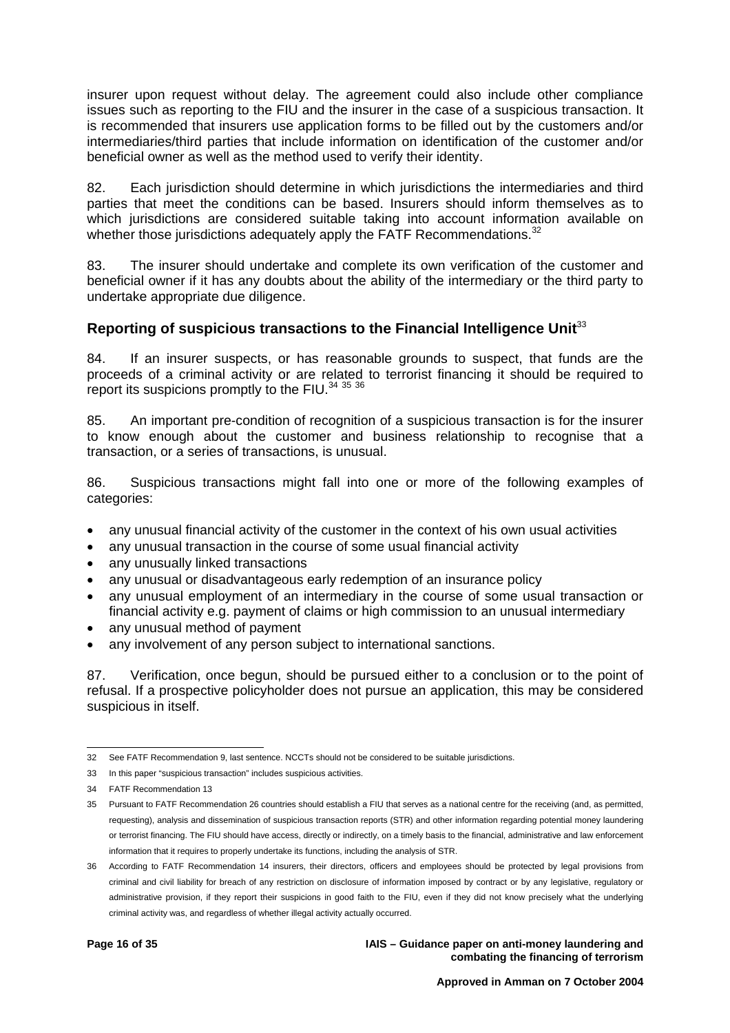insurer upon request without delay. The agreement could also include other compliance issues such as reporting to the FIU and the insurer in the case of a suspicious transaction. It is recommended that insurers use application forms to be filled out by the customers and/or intermediaries/third parties that include information on identification of the customer and/or beneficial owner as well as the method used to verify their identity.

82. Each jurisdiction should determine in which jurisdictions the intermediaries and third parties that meet the conditions can be based. Insurers should inform themselves as to which jurisdictions are considered suitable taking into account information available on whether those jurisdictions adequately apply the FATF Recommendations.[32]

83. The insurer should undertake and complete its own verification of the customer and beneficial owner if it has any doubts about the ability of the intermediary or the third party to undertake appropriate due diligence.

## Reporting of suspicious transactions to the Financial Intelligence Unit[33]

84. If an insurer suspects, or has reasonable grounds to suspect, that funds are the proceeds of a criminal activity or are related to terrorist financing it should be required to report its suspicions promptly to the FIU.[34] [35] [36]

85. An important pre-condition of recognition of a suspicious transaction is for the insurer to know enough about the customer and business relationship to recognise that a transaction, or a series of transactions, is unusual.

86. Suspicious transactions might fall into one or more of the following examples of categories:

- any unusual financial activity of the customer in the context of his own usual activities
- any unusual transaction in the course of some usual financial activity
- any unusually linked transactions
- any unusual or disadvantageous early redemption of an insurance policy
- any unusual employment of an intermediary in the course of some usual transaction or financial activity e.g. payment of claims or high commission to an unusual intermediary
- any unusual method of payment
- any involvement of any person subject to international sanctions.

87. Verification, once begun, should be pursued either to a conclusion or to the point of refusal. If a prospective policyholder does not pursue an application, this may be considered suspicious in itself.

---

32 See FATF Recommendation 9, last sentence. NCCTs should not be considered to be suitable jurisdictions.

33 In this paper "suspicious transaction" includes suspicious activities.

34 FATF Recommendation 13

35 Pursuant to FATF Recommendation 26 countries should establish a FIU that serves as a national centre for the receiving (and, as permitted, requesting), analysis and dissemination of suspicious transaction reports (STR) and other information regarding potential money laundering or terrorist financing. The FIU should have access, directly or indirectly, on a timely basis to the financial, administrative and law enforcement information that it requires to properly undertake its functions, including the analysis of STR.

36 According to FATF Recommendation 14 insurers, their directors, officers and employees should be protected by legal provisions from criminal and civil liability for breach of any restriction on disclosure of information imposed by contract or by any legislative, regulatory or administrative provision, if they report their suspicions in good faith to the FIU, even if they did not know precisely what the underlying criminal activity was, and regardless of whether illegal activity actually occurred.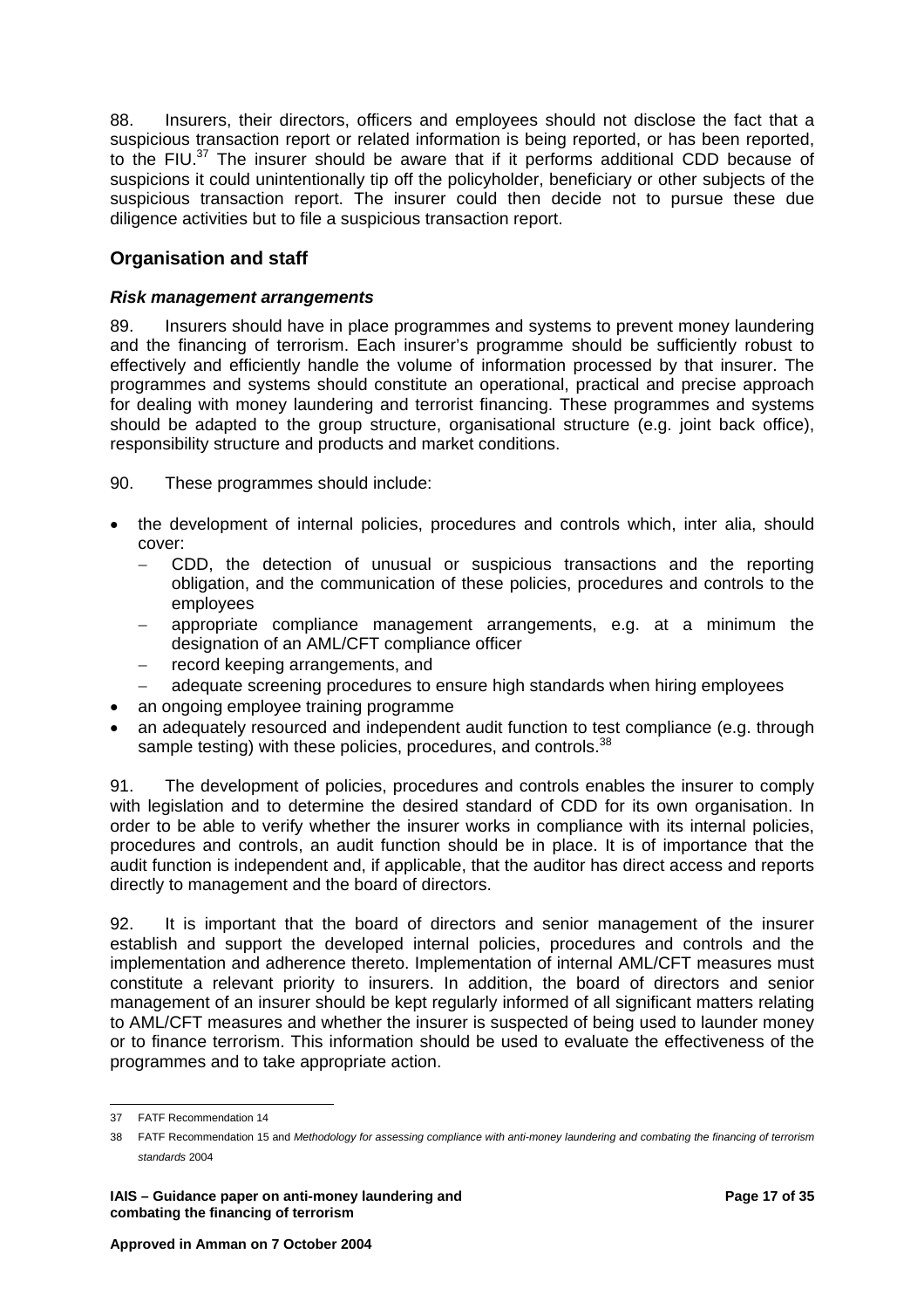88. Insurers, their directors, officers and employees should not disclose the fact that a suspicious transaction report or related information is being reported, or has been reported, to the FIU.[37] The insurer should be aware that if it performs additional CDD because of suspicions it could unintentionally tip off the policyholder, beneficiary or other subjects of the suspicious transaction report. The insurer could then decide not to pursue these due diligence activities but to file a suspicious transaction report.

## Organisation and staff

### *Risk management arrangements*

89. Insurers should have in place programmes and systems to prevent money laundering and the financing of terrorism. Each insurer's programme should be sufficiently robust to effectively and efficiently handle the volume of information processed by that insurer. The programmes and systems should constitute an operational, practical and precise approach for dealing with money laundering and terrorist financing. These programmes and systems should be adapted to the group structure, organisational structure (e.g. joint back office), responsibility structure and products and market conditions.

90. These programmes should include:

- the development of internal policies, procedures and controls which, inter alia, should cover:
  - CDD, the detection of unusual or suspicious transactions and the reporting obligation, and the communication of these policies, procedures and controls to the employees
  - appropriate compliance management arrangements, e.g. at a minimum the designation of an AML/CFT compliance officer
  - record keeping arrangements, and
  - adequate screening procedures to ensure high standards when hiring employees
- an ongoing employee training programme
- an adequately resourced and independent audit function to test compliance (e.g. through sample testing) with these policies, procedures, and controls.[38]

91. The development of policies, procedures and controls enables the insurer to comply with legislation and to determine the desired standard of CDD for its own organisation. In order to be able to verify whether the insurer works in compliance with its internal policies, procedures and controls, an audit function should be in place. It is of importance that the audit function is independent and, if applicable, that the auditor has direct access and reports directly to management and the board of directors.

92. It is important that the board of directors and senior management of the insurer establish and support the developed internal policies, procedures and controls and the implementation and adherence thereto. Implementation of internal AML/CFT measures must constitute a relevant priority to insurers. In addition, the board of directors and senior management of an insurer should be kept regularly informed of all significant matters relating to AML/CFT measures and whether the insurer is suspected of being used to launder money or to finance terrorism. This information should be used to evaluate the effectiveness of the programmes and to take appropriate action.

---

37 FATF Recommendation 14

38 FATF Recommendation 15 and *Methodology for assessing compliance with anti-money laundering and combating the financing of terrorism standards* 2004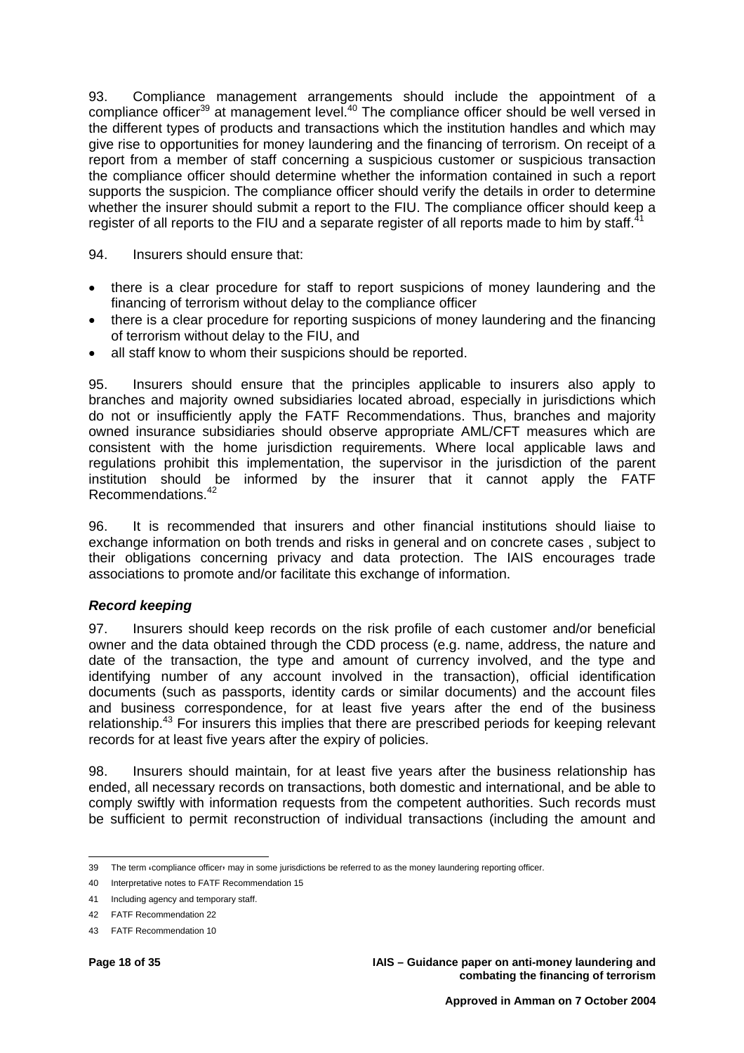93. Compliance management arrangements should include the appointment of a compliance officer[39] at management level.[40] The compliance officer should be well versed in the different types of products and transactions which the institution handles and which may give rise to opportunities for money laundering and the financing of terrorism. On receipt of a report from a member of staff concerning a suspicious customer or suspicious transaction the compliance officer should determine whether the information contained in such a report supports the suspicion. The compliance officer should verify the details in order to determine whether the insurer should submit a report to the FIU. The compliance officer should keep a register of all reports to the FIU and a separate register of all reports made to him by staff.[41]

94. Insurers should ensure that:

- there is a clear procedure for staff to report suspicions of money laundering and the financing of terrorism without delay to the compliance officer
- there is a clear procedure for reporting suspicions of money laundering and the financing of terrorism without delay to the FIU, and
- all staff know to whom their suspicions should be reported.

95. Insurers should ensure that the principles applicable to insurers also apply to branches and majority owned subsidiaries located abroad, especially in jurisdictions which do not or insufficiently apply the FATF Recommendations. Thus, branches and majority owned insurance subsidiaries should observe appropriate AML/CFT measures which are consistent with the home jurisdiction requirements. Where local applicable laws and regulations prohibit this implementation, the supervisor in the jurisdiction of the parent institution should be informed by the insurer that it cannot apply the FATF Recommendations.[42]

96. It is recommended that insurers and other financial institutions should liaise to exchange information on both trends and risks in general and on concrete cases , subject to their obligations concerning privacy and data protection. The IAIS encourages trade associations to promote and/or facilitate this exchange of information.

### *Record keeping*

97. Insurers should keep records on the risk profile of each customer and/or beneficial owner and the data obtained through the CDD process (e.g. name, address, the nature and date of the transaction, the type and amount of currency involved, and the type and identifying number of any account involved in the transaction), official identification documents (such as passports, identity cards or similar documents) and the account files and business correspondence, for at least five years after the end of the business relationship.[43] For insurers this implies that there are prescribed periods for keeping relevant records for at least five years after the expiry of policies.

98. Insurers should maintain, for at least five years after the business relationship has ended, all necessary records on transactions, both domestic and international, and be able to comply swiftly with information requests from the competent authorities. Such records must be sufficient to permit reconstruction of individual transactions (including the amount and

---

39 The term ‹compliance officer› may in some jurisdictions be referred to as the money laundering reporting officer.

40 Interpretative notes to FATF Recommendation 15

41 Including agency and temporary staff.

42 FATF Recommendation 22

43 FATF Recommendation 10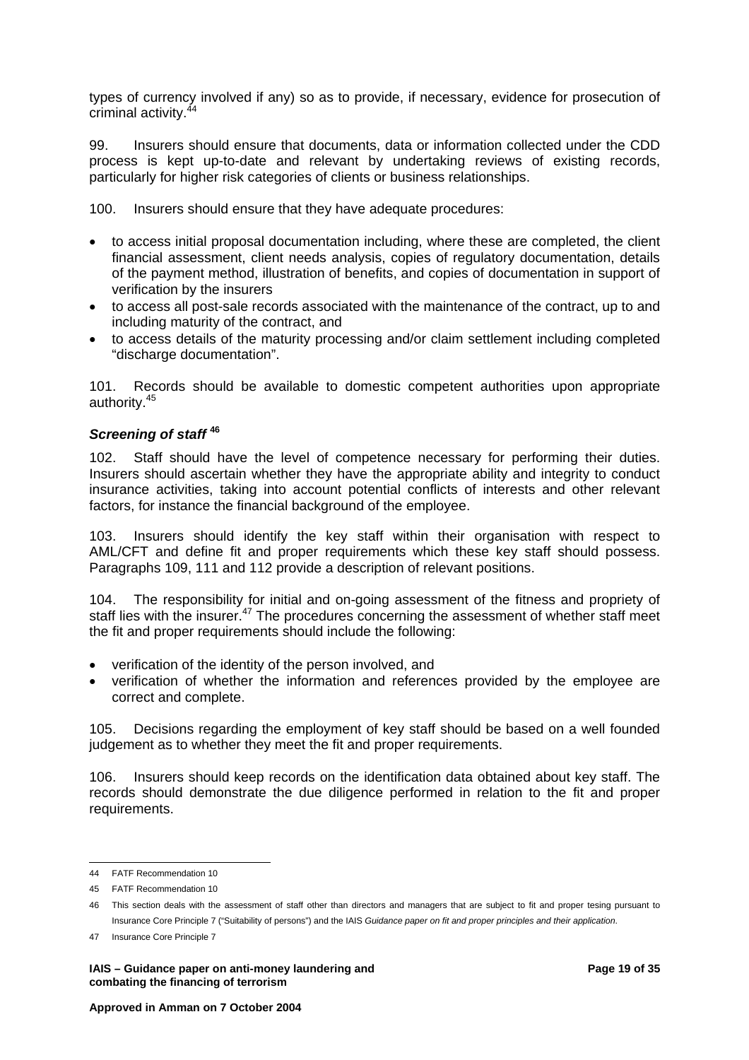types of currency involved if any) so as to provide, if necessary, evidence for prosecution of criminal activity.[44]

99. Insurers should ensure that documents, data or information collected under the CDD process is kept up-to-date and relevant by undertaking reviews of existing records, particularly for higher risk categories of clients or business relationships.

100. Insurers should ensure that they have adequate procedures:

- to access initial proposal documentation including, where these are completed, the client financial assessment, client needs analysis, copies of regulatory documentation, details of the payment method, illustration of benefits, and copies of documentation in support of verification by the insurers
- to access all post-sale records associated with the maintenance of the contract, up to and including maturity of the contract, and
- to access details of the maturity processing and/or claim settlement including completed "discharge documentation".

101. Records should be available to domestic competent authorities upon appropriate authority.[45]

### *Screening of staff* [46]

102. Staff should have the level of competence necessary for performing their duties. Insurers should ascertain whether they have the appropriate ability and integrity to conduct insurance activities, taking into account potential conflicts of interests and other relevant factors, for instance the financial background of the employee.

103. Insurers should identify the key staff within their organisation with respect to AML/CFT and define fit and proper requirements which these key staff should possess. Paragraphs 109, 111 and 112 provide a description of relevant positions.

104. The responsibility for initial and on-going assessment of the fitness and propriety of staff lies with the insurer.[47] The procedures concerning the assessment of whether staff meet the fit and proper requirements should include the following:

- verification of the identity of the person involved, and
- verification of whether the information and references provided by the employee are correct and complete.

105. Decisions regarding the employment of key staff should be based on a well founded judgement as to whether they meet the fit and proper requirements.

106. Insurers should keep records on the identification data obtained about key staff. The records should demonstrate the due diligence performed in relation to the fit and proper requirements.

---

44 FATF Recommendation 10

45 FATF Recommendation 10

46 This section deals with the assessment of staff other than directors and managers that are subject to fit and proper tesing pursuant to Insurance Core Principle 7 ("Suitability of persons") and the IAIS *Guidance paper on fit and proper principles and their application*.

47 Insurance Core Principle 7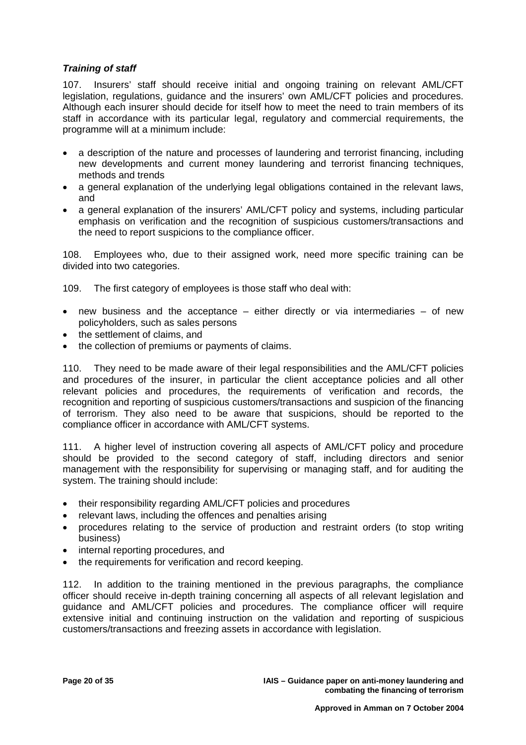***Training of staff***

107. Insurers' staff should receive initial and ongoing training on relevant AML/CFT legislation, regulations, guidance and the insurers' own AML/CFT policies and procedures. Although each insurer should decide for itself how to meet the need to train members of its staff in accordance with its particular legal, regulatory and commercial requirements, the programme will at a minimum include:

- a description of the nature and processes of laundering and terrorist financing, including new developments and current money laundering and terrorist financing techniques, methods and trends
- a general explanation of the underlying legal obligations contained in the relevant laws, and
- a general explanation of the insurers' AML/CFT policy and systems, including particular emphasis on verification and the recognition of suspicious customers/transactions and the need to report suspicions to the compliance officer.

108. Employees who, due to their assigned work, need more specific training can be divided into two categories.

109. The first category of employees is those staff who deal with:

- new business and the acceptance – either directly or via intermediaries – of new policyholders, such as sales persons
- the settlement of claims, and
- the collection of premiums or payments of claims.

110. They need to be made aware of their legal responsibilities and the AML/CFT policies and procedures of the insurer, in particular the client acceptance policies and all other relevant policies and procedures, the requirements of verification and records, the recognition and reporting of suspicious customers/transactions and suspicion of the financing of terrorism. They also need to be aware that suspicions, should be reported to the compliance officer in accordance with AML/CFT systems.

111. A higher level of instruction covering all aspects of AML/CFT policy and procedure should be provided to the second category of staff, including directors and senior management with the responsibility for supervising or managing staff, and for auditing the system. The training should include:

- their responsibility regarding AML/CFT policies and procedures
- relevant laws, including the offences and penalties arising
- procedures relating to the service of production and restraint orders (to stop writing business)
- internal reporting procedures, and
- the requirements for verification and record keeping.

112. In addition to the training mentioned in the previous paragraphs, the compliance officer should receive in-depth training concerning all aspects of all relevant legislation and guidance and AML/CFT policies and procedures. The compliance officer will require extensive initial and continuing instruction on the validation and reporting of suspicious customers/transactions and freezing assets in accordance with legislation.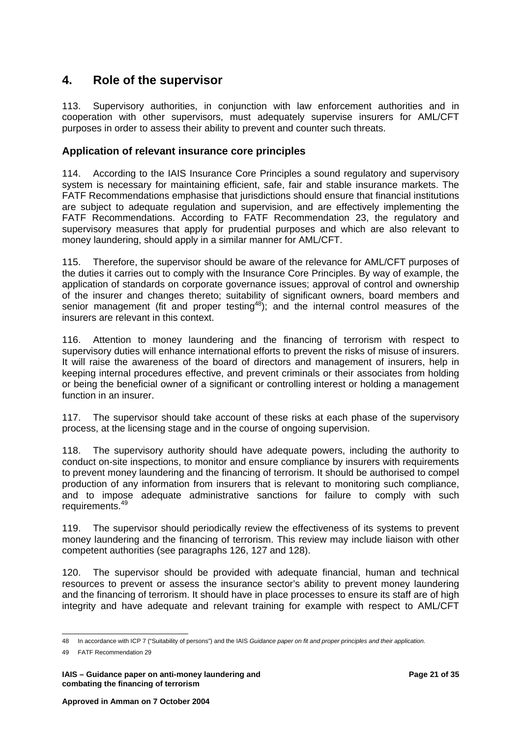## 4. Role of the supervisor

113. Supervisory authorities, in conjunction with law enforcement authorities and in cooperation with other supervisors, must adequately supervise insurers for AML/CFT purposes in order to assess their ability to prevent and counter such threats.

### Application of relevant insurance core principles

114. According to the IAIS Insurance Core Principles a sound regulatory and supervisory system is necessary for maintaining efficient, safe, fair and stable insurance markets. The FATF Recommendations emphasise that jurisdictions should ensure that financial institutions are subject to adequate regulation and supervision, and are effectively implementing the FATF Recommendations. According to FATF Recommendation 23, the regulatory and supervisory measures that apply for prudential purposes and which are also relevant to money laundering, should apply in a similar manner for AML/CFT.

115. Therefore, the supervisor should be aware of the relevance for AML/CFT purposes of the duties it carries out to comply with the Insurance Core Principles. By way of example, the application of standards on corporate governance issues; approval of control and ownership of the insurer and changes thereto; suitability of significant owners, board members and senior management (fit and proper testing[48]); and the internal control measures of the insurers are relevant in this context.

116. Attention to money laundering and the financing of terrorism with respect to supervisory duties will enhance international efforts to prevent the risks of misuse of insurers. It will raise the awareness of the board of directors and management of insurers, help in keeping internal procedures effective, and prevent criminals or their associates from holding or being the beneficial owner of a significant or controlling interest or holding a management function in an insurer.

117. The supervisor should take account of these risks at each phase of the supervisory process, at the licensing stage and in the course of ongoing supervision.

118. The supervisory authority should have adequate powers, including the authority to conduct on-site inspections, to monitor and ensure compliance by insurers with requirements to prevent money laundering and the financing of terrorism. It should be authorised to compel production of any information from insurers that is relevant to monitoring such compliance, and to impose adequate administrative sanctions for failure to comply with such requirements.[49]

119. The supervisor should periodically review the effectiveness of its systems to prevent money laundering and the financing of terrorism. This review may include liaison with other competent authorities (see paragraphs 126, 127 and 128).

120. The supervisor should be provided with adequate financial, human and technical resources to prevent or assess the insurance sector's ability to prevent money laundering and the financing of terrorism. It should have in place processes to ensure its staff are of high integrity and have adequate and relevant training for example with respect to AML/CFT

---

48 In accordance with ICP 7 ("Suitability of persons") and the IAIS *Guidance paper on fit and proper principles and their application*.

49 FATF Recommendation 29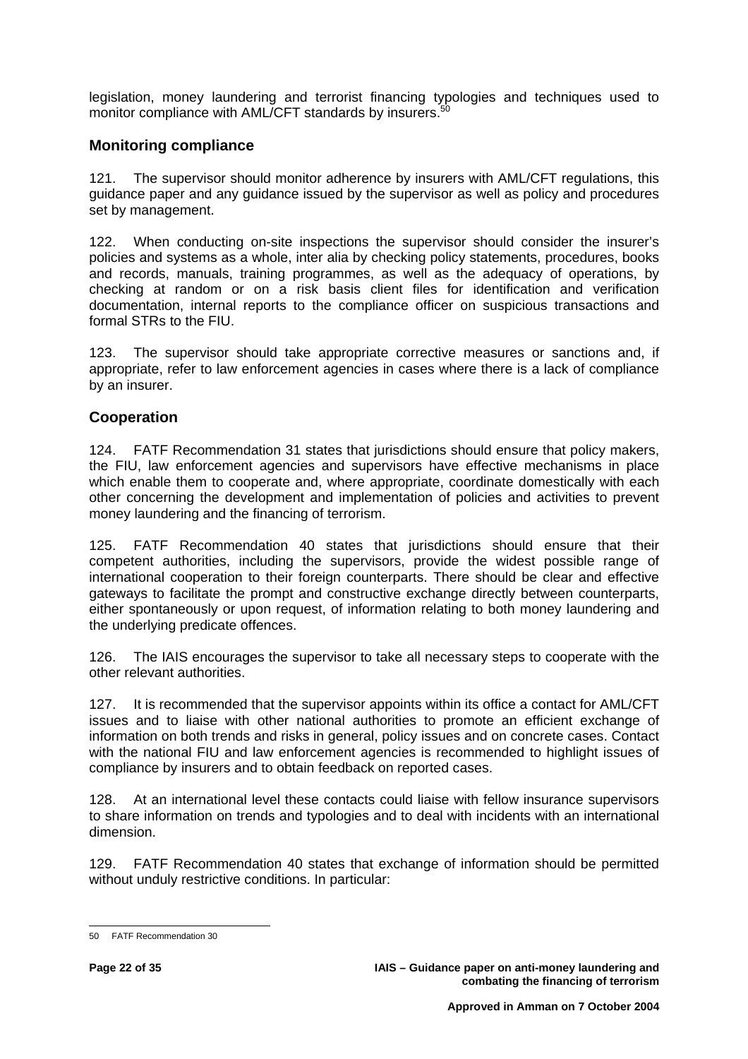legislation, money laundering and terrorist financing typologies and techniques used to monitor compliance with AML/CFT standards by insurers.[50]

## Monitoring compliance

121. The supervisor should monitor adherence by insurers with AML/CFT regulations, this guidance paper and any guidance issued by the supervisor as well as policy and procedures set by management.

122. When conducting on-site inspections the supervisor should consider the insurer's policies and systems as a whole, inter alia by checking policy statements, procedures, books and records, manuals, training programmes, as well as the adequacy of operations, by checking at random or on a risk basis client files for identification and verification documentation, internal reports to the compliance officer on suspicious transactions and formal STRs to the FIU.

123. The supervisor should take appropriate corrective measures or sanctions and, if appropriate, refer to law enforcement agencies in cases where there is a lack of compliance by an insurer.

## Cooperation

124. FATF Recommendation 31 states that jurisdictions should ensure that policy makers, the FIU, law enforcement agencies and supervisors have effective mechanisms in place which enable them to cooperate and, where appropriate, coordinate domestically with each other concerning the development and implementation of policies and activities to prevent money laundering and the financing of terrorism.

125. FATF Recommendation 40 states that jurisdictions should ensure that their competent authorities, including the supervisors, provide the widest possible range of international cooperation to their foreign counterparts. There should be clear and effective gateways to facilitate the prompt and constructive exchange directly between counterparts, either spontaneously or upon request, of information relating to both money laundering and the underlying predicate offences.

126. The IAIS encourages the supervisor to take all necessary steps to cooperate with the other relevant authorities.

127. It is recommended that the supervisor appoints within its office a contact for AML/CFT issues and to liaise with other national authorities to promote an efficient exchange of information on both trends and risks in general, policy issues and on concrete cases. Contact with the national FIU and law enforcement agencies is recommended to highlight issues of compliance by insurers and to obtain feedback on reported cases.

128. At an international level these contacts could liaise with fellow insurance supervisors to share information on trends and typologies and to deal with incidents with an international dimension.

129. FATF Recommendation 40 states that exchange of information should be permitted without unduly restrictive conditions. In particular:

---

50 FATF Recommendation 30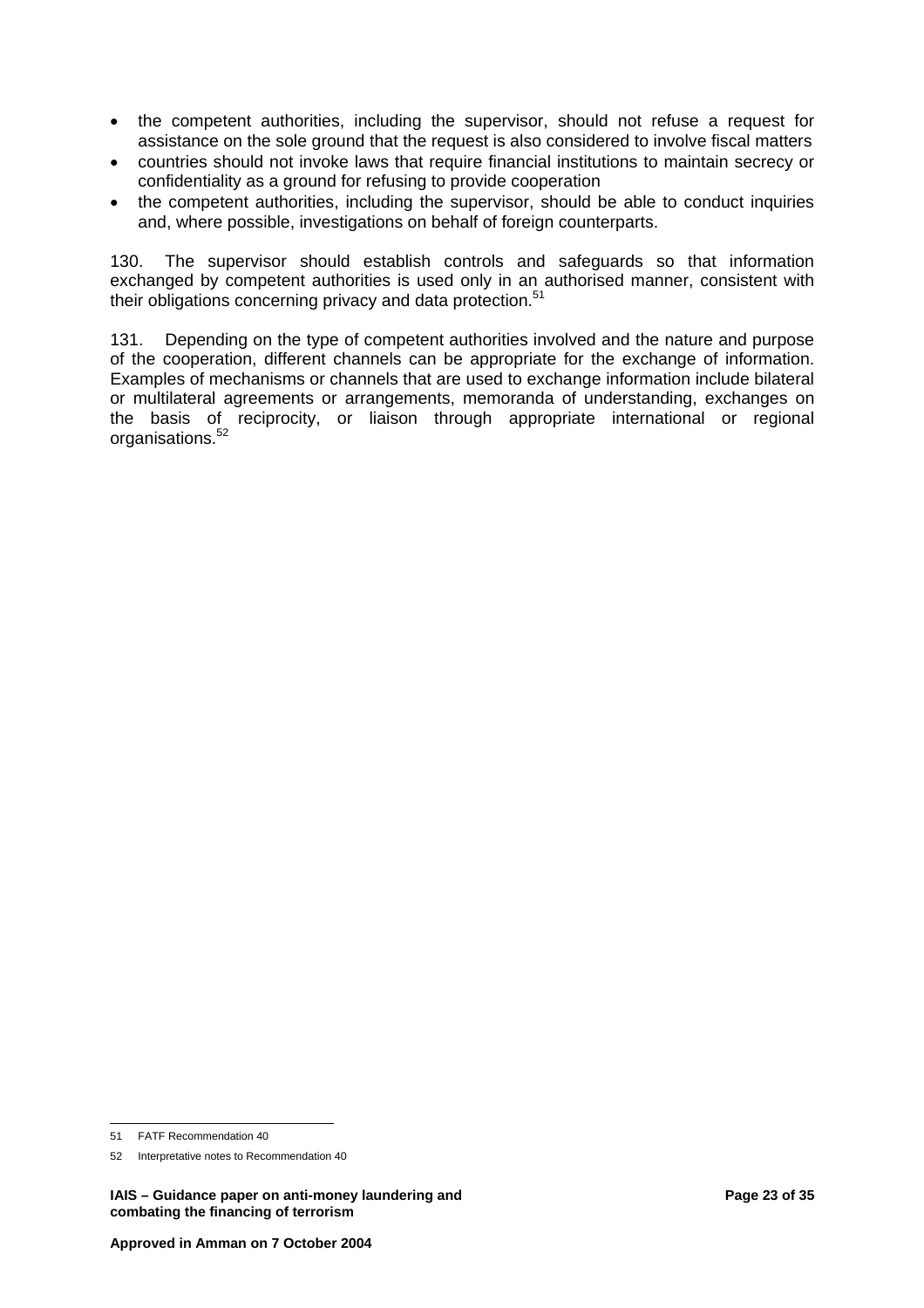- the competent authorities, including the supervisor, should not refuse a request for assistance on the sole ground that the request is also considered to involve fiscal matters
- countries should not invoke laws that require financial institutions to maintain secrecy or confidentiality as a ground for refusing to provide cooperation
- the competent authorities, including the supervisor, should be able to conduct inquiries and, where possible, investigations on behalf of foreign counterparts.

130. The supervisor should establish controls and safeguards so that information exchanged by competent authorities is used only in an authorised manner, consistent with their obligations concerning privacy and data protection.[51]

131. Depending on the type of competent authorities involved and the nature and purpose of the cooperation, different channels can be appropriate for the exchange of information. Examples of mechanisms or channels that are used to exchange information include bilateral or multilateral agreements or arrangements, memoranda of understanding, exchanges on the basis of reciprocity, or liaison through appropriate international or regional organisations.[52]

---

51 FATF Recommendation 40

52 Interpretative notes to Recommendation 40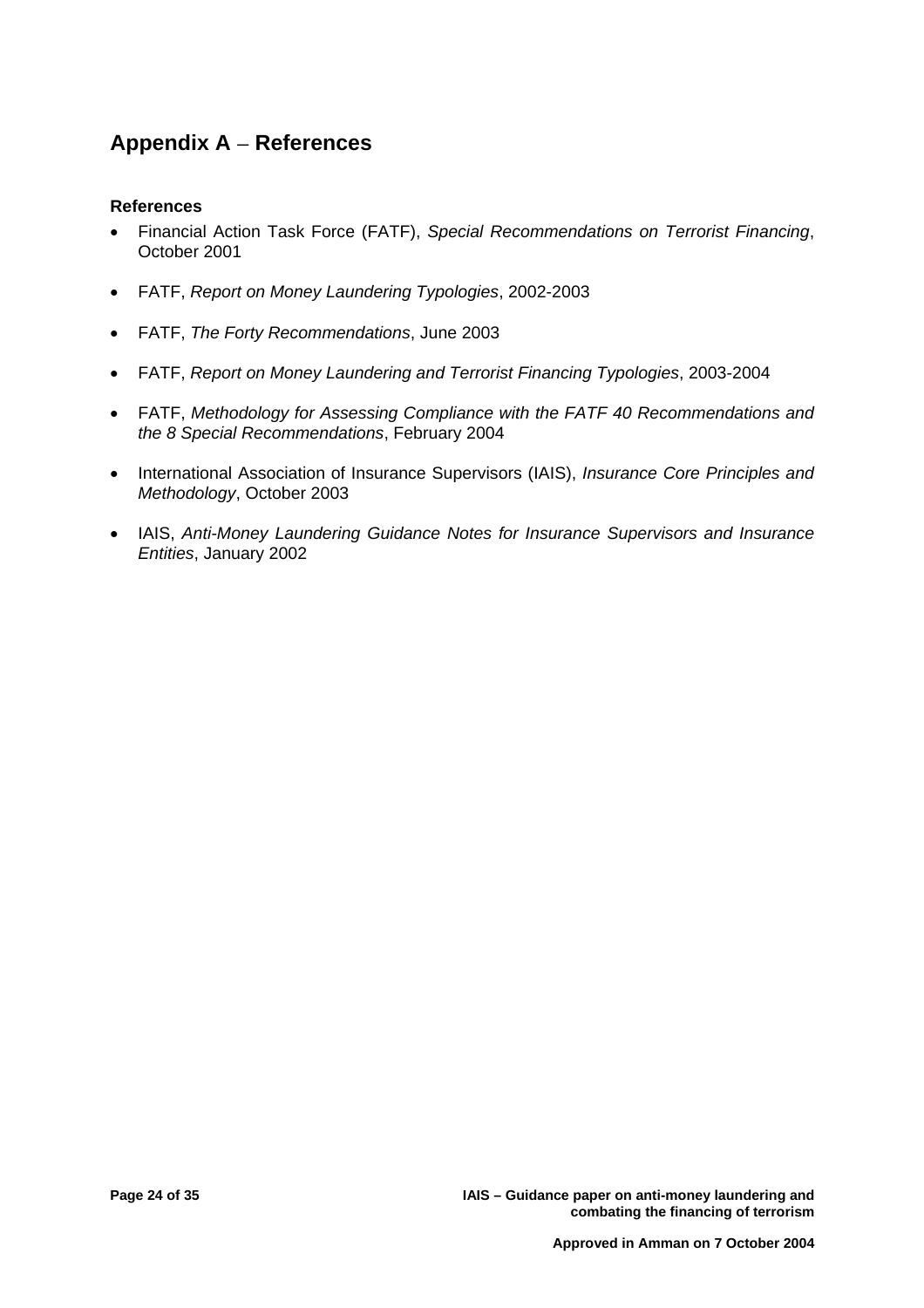## Appendix A – References

**References**

- Financial Action Task Force (FATF), *Special Recommendations on Terrorist Financing*, October 2001

- FATF, *Report on Money Laundering Typologies*, 2002-2003

- FATF, *The Forty Recommendations*, June 2003

- FATF, *Report on Money Laundering and Terrorist Financing Typologies*, 2003-2004

- FATF, *Methodology for Assessing Compliance with the FATF 40 Recommendations and the 8 Special Recommendations*, February 2004

- International Association of Insurance Supervisors (IAIS), *Insurance Core Principles and Methodology*, October 2003

- IAIS, *Anti-Money Laundering Guidance Notes for Insurance Supervisors and Insurance Entities*, January 2002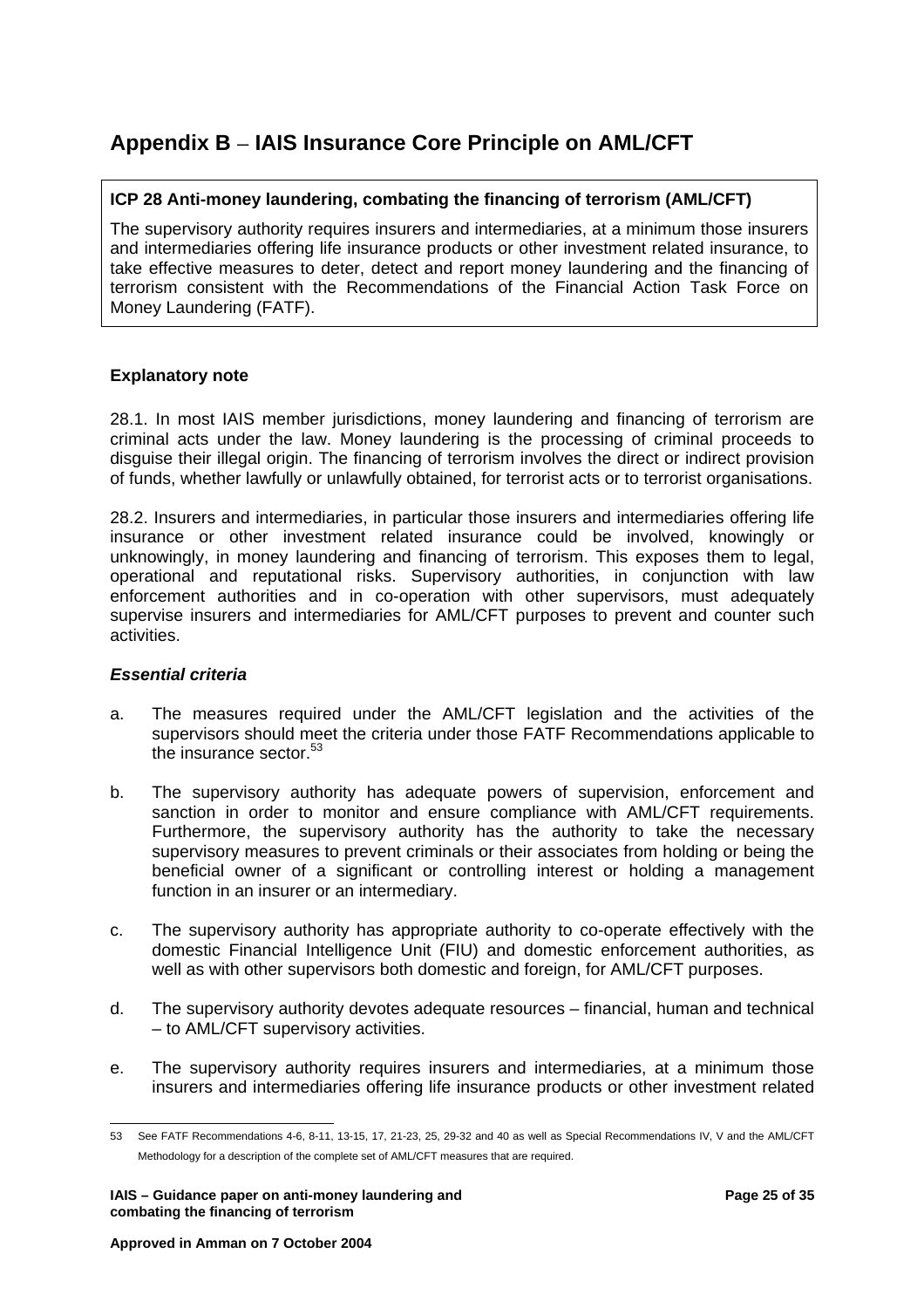# Appendix B – IAIS Insurance Core Principle on AML/CFT

**ICP 28 Anti-money laundering, combating the financing of terrorism (AML/CFT)**

The supervisory authority requires insurers and intermediaries, at a minimum those insurers and intermediaries offering life insurance products or other investment related insurance, to take effective measures to deter, detect and report money laundering and the financing of terrorism consistent with the Recommendations of the Financial Action Task Force on Money Laundering (FATF).

**Explanatory note**

28.1. In most IAIS member jurisdictions, money laundering and financing of terrorism are criminal acts under the law. Money laundering is the processing of criminal proceeds to disguise their illegal origin. The financing of terrorism involves the direct or indirect provision of funds, whether lawfully or unlawfully obtained, for terrorist acts or to terrorist organisations.

28.2. Insurers and intermediaries, in particular those insurers and intermediaries offering life insurance or other investment related insurance could be involved, knowingly or unknowingly, in money laundering and financing of terrorism. This exposes them to legal, operational and reputational risks. Supervisory authorities, in conjunction with law enforcement authorities and in co-operation with other supervisors, must adequately supervise insurers and intermediaries for AML/CFT purposes to prevent and counter such activities.

***Essential criteria***

a. The measures required under the AML/CFT legislation and the activities of the supervisors should meet the criteria under those FATF Recommendations applicable to the insurance sector.[53]

b. The supervisory authority has adequate powers of supervision, enforcement and sanction in order to monitor and ensure compliance with AML/CFT requirements. Furthermore, the supervisory authority has the authority to take the necessary supervisory measures to prevent criminals or their associates from holding or being the beneficial owner of a significant or controlling interest or holding a management function in an insurer or an intermediary.

c. The supervisory authority has appropriate authority to co-operate effectively with the domestic Financial Intelligence Unit (FIU) and domestic enforcement authorities, as well as with other supervisors both domestic and foreign, for AML/CFT purposes.

d. The supervisory authority devotes adequate resources – financial, human and technical – to AML/CFT supervisory activities.

e. The supervisory authority requires insurers and intermediaries, at a minimum those insurers and intermediaries offering life insurance products or other investment related

---

53 See FATF Recommendations 4-6, 8-11, 13-15, 17, 21-23, 25, 29-32 and 40 as well as Special Recommendations IV, V and the AML/CFT Methodology for a description of the complete set of AML/CFT measures that are required.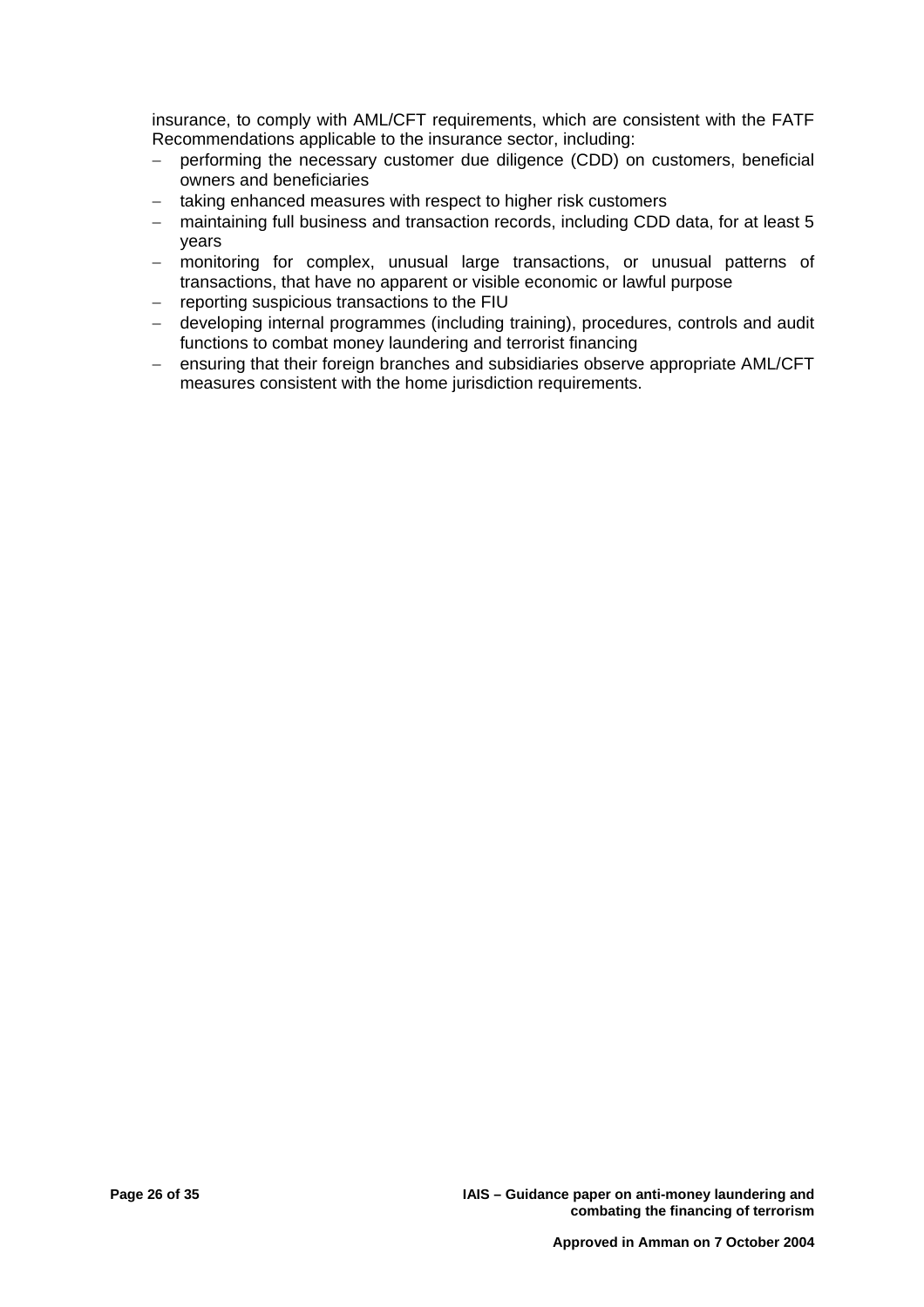insurance, to comply with AML/CFT requirements, which are consistent with the FATF Recommendations applicable to the insurance sector, including:

- performing the necessary customer due diligence (CDD) on customers, beneficial owners and beneficiaries
- taking enhanced measures with respect to higher risk customers
- maintaining full business and transaction records, including CDD data, for at least 5 years
- monitoring for complex, unusual large transactions, or unusual patterns of transactions, that have no apparent or visible economic or lawful purpose
- reporting suspicious transactions to the FIU
- developing internal programmes (including training), procedures, controls and audit functions to combat money laundering and terrorist financing
- ensuring that their foreign branches and subsidiaries observe appropriate AML/CFT measures consistent with the home jurisdiction requirements.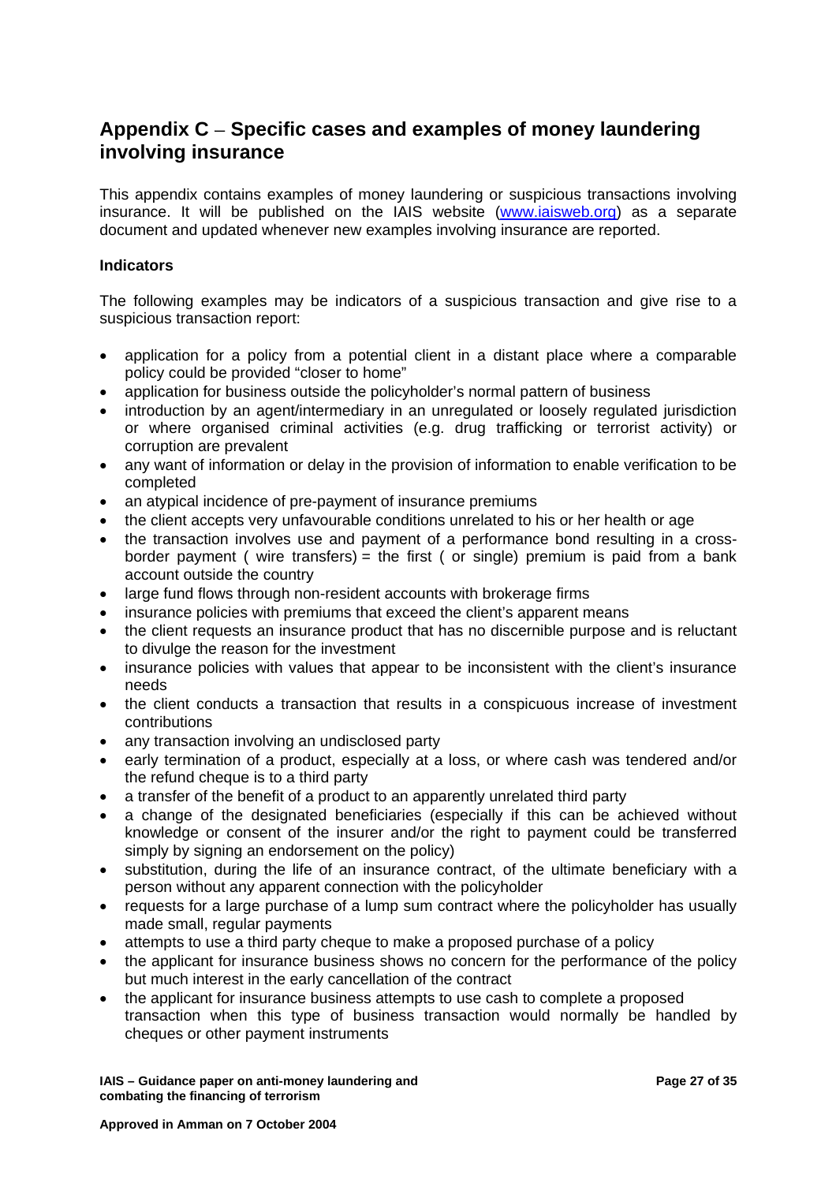## Appendix C – Specific cases and examples of money laundering involving insurance

This appendix contains examples of money laundering or suspicious transactions involving insurance. It will be published on the IAIS website (www.iaisweb.org) as a separate document and updated whenever new examples involving insurance are reported.

### Indicators

The following examples may be indicators of a suspicious transaction and give rise to a suspicious transaction report:

- application for a policy from a potential client in a distant place where a comparable policy could be provided "closer to home"
- application for business outside the policyholder's normal pattern of business
- introduction by an agent/intermediary in an unregulated or loosely regulated jurisdiction or where organised criminal activities (e.g. drug trafficking or terrorist activity) or corruption are prevalent
- any want of information or delay in the provision of information to enable verification to be completed
- an atypical incidence of pre-payment of insurance premiums
- the client accepts very unfavourable conditions unrelated to his or her health or age
- the transaction involves use and payment of a performance bond resulting in a cross-border payment ( wire transfers) = the first ( or single) premium is paid from a bank account outside the country
- large fund flows through non-resident accounts with brokerage firms
- insurance policies with premiums that exceed the client's apparent means
- the client requests an insurance product that has no discernible purpose and is reluctant to divulge the reason for the investment
- insurance policies with values that appear to be inconsistent with the client's insurance needs
- the client conducts a transaction that results in a conspicuous increase of investment contributions
- any transaction involving an undisclosed party
- early termination of a product, especially at a loss, or where cash was tendered and/or the refund cheque is to a third party
- a transfer of the benefit of a product to an apparently unrelated third party
- a change of the designated beneficiaries (especially if this can be achieved without knowledge or consent of the insurer and/or the right to payment could be transferred simply by signing an endorsement on the policy)
- substitution, during the life of an insurance contract, of the ultimate beneficiary with a person without any apparent connection with the policyholder
- requests for a large purchase of a lump sum contract where the policyholder has usually made small, regular payments
- attempts to use a third party cheque to make a proposed purchase of a policy
- the applicant for insurance business shows no concern for the performance of the policy but much interest in the early cancellation of the contract
- the applicant for insurance business attempts to use cash to complete a proposed transaction when this type of business transaction would normally be handled by cheques or other payment instruments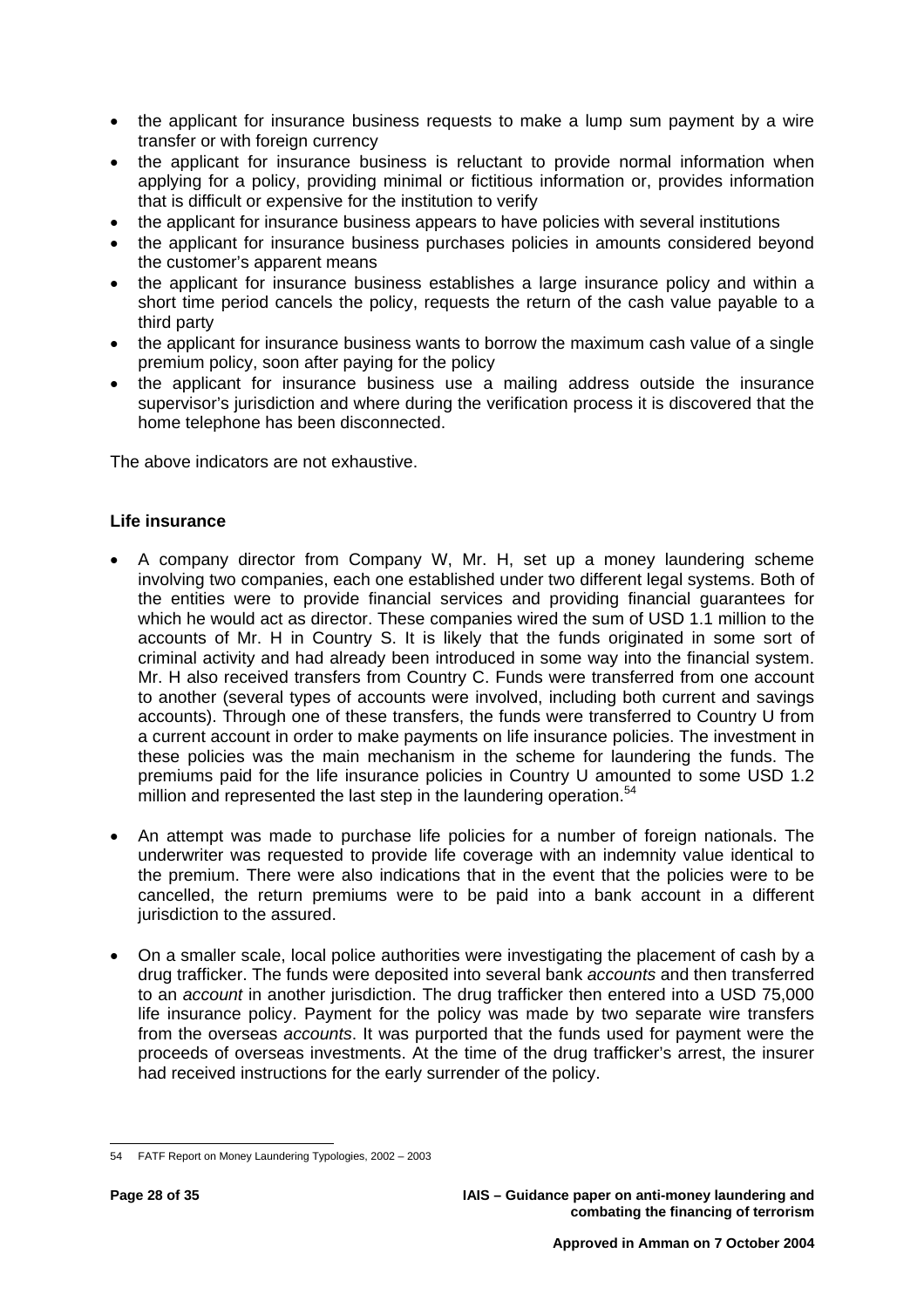- the applicant for insurance business requests to make a lump sum payment by a wire transfer or with foreign currency
- the applicant for insurance business is reluctant to provide normal information when applying for a policy, providing minimal or fictitious information or, provides information that is difficult or expensive for the institution to verify
- the applicant for insurance business appears to have policies with several institutions
- the applicant for insurance business purchases policies in amounts considered beyond the customer's apparent means
- the applicant for insurance business establishes a large insurance policy and within a short time period cancels the policy, requests the return of the cash value payable to a third party
- the applicant for insurance business wants to borrow the maximum cash value of a single premium policy, soon after paying for the policy
- the applicant for insurance business use a mailing address outside the insurance supervisor's jurisdiction and where during the verification process it is discovered that the home telephone has been disconnected.

The above indicators are not exhaustive.

**Life insurance**

- A company director from Company W, Mr. H, set up a money laundering scheme involving two companies, each one established under two different legal systems. Both of the entities were to provide financial services and providing financial guarantees for which he would act as director. These companies wired the sum of USD 1.1 million to the accounts of Mr. H in Country S. It is likely that the funds originated in some sort of criminal activity and had already been introduced in some way into the financial system. Mr. H also received transfers from Country C. Funds were transferred from one account to another (several types of accounts were involved, including both current and savings accounts). Through one of these transfers, the funds were transferred to Country U from a current account in order to make payments on life insurance policies. The investment in these policies was the main mechanism in the scheme for laundering the funds. The premiums paid for the life insurance policies in Country U amounted to some USD 1.2 million and represented the last step in the laundering operation.[54]

- An attempt was made to purchase life policies for a number of foreign nationals. The underwriter was requested to provide life coverage with an indemnity value identical to the premium. There were also indications that in the event that the policies were to be cancelled, the return premiums were to be paid into a bank account in a different jurisdiction to the assured.

- On a smaller scale, local police authorities were investigating the placement of cash by a drug trafficker. The funds were deposited into several bank *accounts* and then transferred to an *account* in another jurisdiction. The drug trafficker then entered into a USD 75,000 life insurance policy. Payment for the policy was made by two separate wire transfers from the overseas *accounts*. It was purported that the funds used for payment were the proceeds of overseas investments. At the time of the drug trafficker's arrest, the insurer had received instructions for the early surrender of the policy.

54 FATF Report on Money Laundering Typologies, 2002 – 2003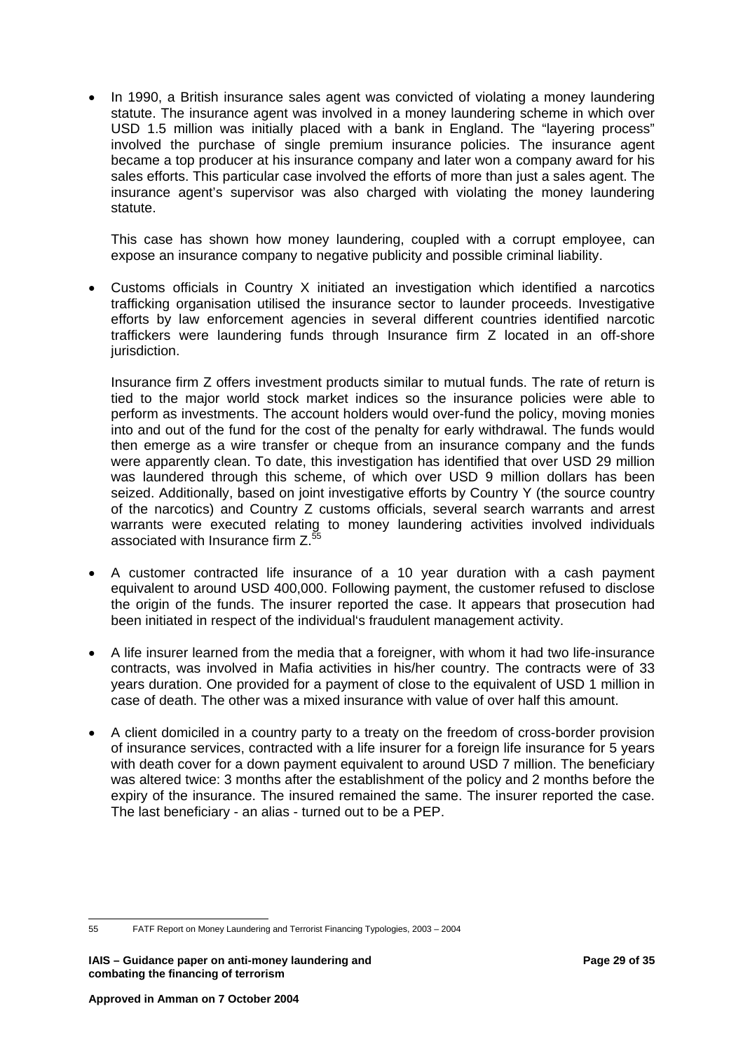- In 1990, a British insurance sales agent was convicted of violating a money laundering statute. The insurance agent was involved in a money laundering scheme in which over USD 1.5 million was initially placed with a bank in England. The "layering process" involved the purchase of single premium insurance policies. The insurance agent became a top producer at his insurance company and later won a company award for his sales efforts. This particular case involved the efforts of more than just a sales agent. The insurance agent's supervisor was also charged with violating the money laundering statute.

  This case has shown how money laundering, coupled with a corrupt employee, can expose an insurance company to negative publicity and possible criminal liability.

- Customs officials in Country X initiated an investigation which identified a narcotics trafficking organisation utilised the insurance sector to launder proceeds. Investigative efforts by law enforcement agencies in several different countries identified narcotic traffickers were laundering funds through Insurance firm Z located in an off-shore jurisdiction.

  Insurance firm Z offers investment products similar to mutual funds. The rate of return is tied to the major world stock market indices so the insurance policies were able to perform as investments. The account holders would over-fund the policy, moving monies into and out of the fund for the cost of the penalty for early withdrawal. The funds would then emerge as a wire transfer or cheque from an insurance company and the funds were apparently clean. To date, this investigation has identified that over USD 29 million was laundered through this scheme, of which over USD 9 million dollars has been seized. Additionally, based on joint investigative efforts by Country Y (the source country of the narcotics) and Country Z customs officials, several search warrants and arrest warrants were executed relating to money laundering activities involved individuals associated with Insurance firm Z.[55]

- A customer contracted life insurance of a 10 year duration with a cash payment equivalent to around USD 400,000. Following payment, the customer refused to disclose the origin of the funds. The insurer reported the case. It appears that prosecution had been initiated in respect of the individual's fraudulent management activity.

- A life insurer learned from the media that a foreigner, with whom it had two life-insurance contracts, was involved in Mafia activities in his/her country. The contracts were of 33 years duration. One provided for a payment of close to the equivalent of USD 1 million in case of death. The other was a mixed insurance with value of over half this amount.

- A client domiciled in a country party to a treaty on the freedom of cross-border provision of insurance services, contracted with a life insurer for a foreign life insurance for 5 years with death cover for a down payment equivalent to around USD 7 million. The beneficiary was altered twice: 3 months after the establishment of the policy and 2 months before the expiry of the insurance. The insured remained the same. The insurer reported the case. The last beneficiary - an alias - turned out to be a PEP.

---

[55] FATF Report on Money Laundering and Terrorist Financing Typologies, 2003 – 2004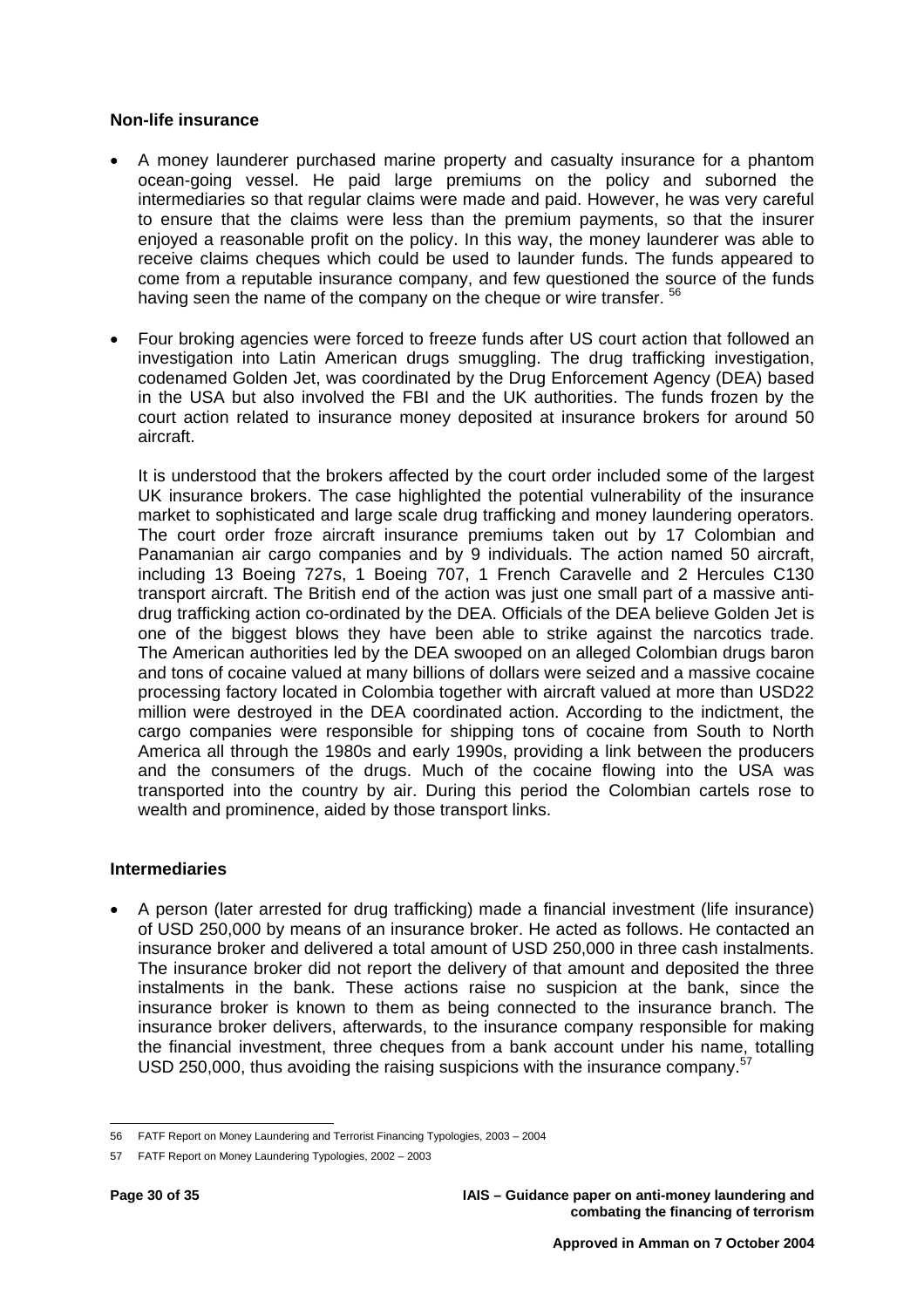### Non-life insurance

- A money launderer purchased marine property and casualty insurance for a phantom ocean-going vessel. He paid large premiums on the policy and suborned the intermediaries so that regular claims were made and paid. However, he was very careful to ensure that the claims were less than the premium payments, so that the insurer enjoyed a reasonable profit on the policy. In this way, the money launderer was able to receive claims cheques which could be used to launder funds. The funds appeared to come from a reputable insurance company, and few questioned the source of the funds having seen the name of the company on the cheque or wire transfer. [56]

- Four broking agencies were forced to freeze funds after US court action that followed an investigation into Latin American drugs smuggling. The drug trafficking investigation, codenamed Golden Jet, was coordinated by the Drug Enforcement Agency (DEA) based in the USA but also involved the FBI and the UK authorities. The funds frozen by the court action related to insurance money deposited at insurance brokers for around 50 aircraft.

  It is understood that the brokers affected by the court order included some of the largest UK insurance brokers. The case highlighted the potential vulnerability of the insurance market to sophisticated and large scale drug trafficking and money laundering operators. The court order froze aircraft insurance premiums taken out by 17 Colombian and Panamanian air cargo companies and by 9 individuals. The action named 50 aircraft, including 13 Boeing 727s, 1 Boeing 707, 1 French Caravelle and 2 Hercules C130 transport aircraft. The British end of the action was just one small part of a massive anti-drug trafficking action co-ordinated by the DEA. Officials of the DEA believe Golden Jet is one of the biggest blows they have been able to strike against the narcotics trade. The American authorities led by the DEA swooped on an alleged Colombian drugs baron and tons of cocaine valued at many billions of dollars were seized and a massive cocaine processing factory located in Colombia together with aircraft valued at more than USD22 million were destroyed in the DEA coordinated action. According to the indictment, the cargo companies were responsible for shipping tons of cocaine from South to North America all through the 1980s and early 1990s, providing a link between the producers and the consumers of the drugs. Much of the cocaine flowing into the USA was transported into the country by air. During this period the Colombian cartels rose to wealth and prominence, aided by those transport links.

### Intermediaries

- A person (later arrested for drug trafficking) made a financial investment (life insurance) of USD 250,000 by means of an insurance broker. He acted as follows. He contacted an insurance broker and delivered a total amount of USD 250,000 in three cash instalments. The insurance broker did not report the delivery of that amount and deposited the three instalments in the bank. These actions raise no suspicion at the bank, since the insurance broker is known to them as being connected to the insurance branch. The insurance broker delivers, afterwards, to the insurance company responsible for making the financial investment, three cheques from a bank account under his name, totalling USD 250,000, thus avoiding the raising suspicions with the insurance company.[57]

---

56 FATF Report on Money Laundering and Terrorist Financing Typologies, 2003 – 2004

57 FATF Report on Money Laundering Typologies, 2002 – 2003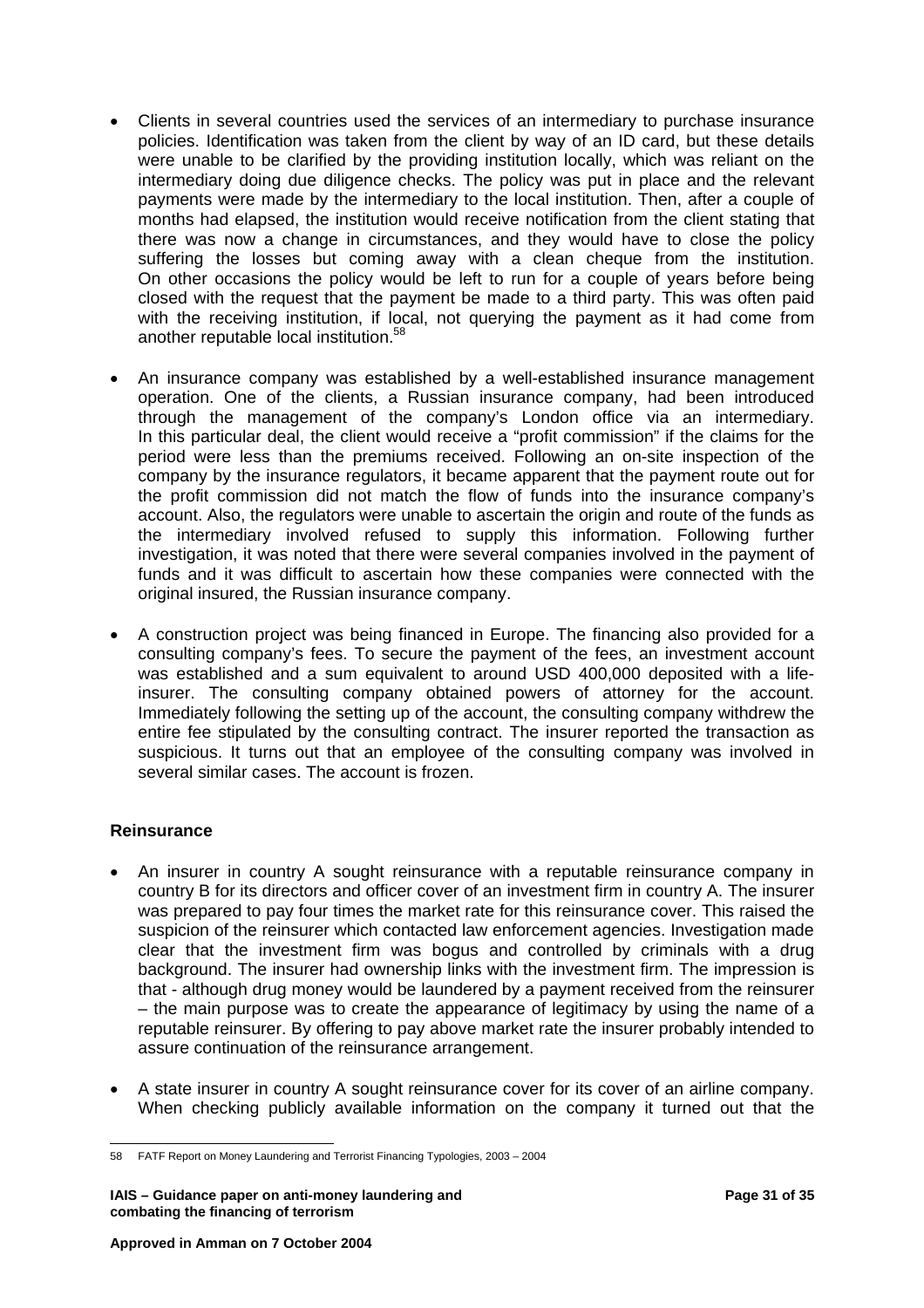- Clients in several countries used the services of an intermediary to purchase insurance policies. Identification was taken from the client by way of an ID card, but these details were unable to be clarified by the providing institution locally, which was reliant on the intermediary doing due diligence checks. The policy was put in place and the relevant payments were made by the intermediary to the local institution. Then, after a couple of months had elapsed, the institution would receive notification from the client stating that there was now a change in circumstances, and they would have to close the policy suffering the losses but coming away with a clean cheque from the institution. On other occasions the policy would be left to run for a couple of years before being closed with the request that the payment be made to a third party. This was often paid with the receiving institution, if local, not querying the payment as it had come from another reputable local institution.[58]

- An insurance company was established by a well-established insurance management operation. One of the clients, a Russian insurance company, had been introduced through the management of the company's London office via an intermediary. In this particular deal, the client would receive a "profit commission" if the claims for the period were less than the premiums received. Following an on-site inspection of the company by the insurance regulators, it became apparent that the payment route out for the profit commission did not match the flow of funds into the insurance company's account. Also, the regulators were unable to ascertain the origin and route of the funds as the intermediary involved refused to supply this information. Following further investigation, it was noted that there were several companies involved in the payment of funds and it was difficult to ascertain how these companies were connected with the original insured, the Russian insurance company.

- A construction project was being financed in Europe. The financing also provided for a consulting company's fees. To secure the payment of the fees, an investment account was established and a sum equivalent to around USD 400,000 deposited with a life-insurer. The consulting company obtained powers of attorney for the account. Immediately following the setting up of the account, the consulting company withdrew the entire fee stipulated by the consulting contract. The insurer reported the transaction as suspicious. It turns out that an employee of the consulting company was involved in several similar cases. The account is frozen.

### Reinsurance

- An insurer in country A sought reinsurance with a reputable reinsurance company in country B for its directors and officer cover of an investment firm in country A. The insurer was prepared to pay four times the market rate for this reinsurance cover. This raised the suspicion of the reinsurer which contacted law enforcement agencies. Investigation made clear that the investment firm was bogus and controlled by criminals with a drug background. The insurer had ownership links with the investment firm. The impression is that - although drug money would be laundered by a payment received from the reinsurer – the main purpose was to create the appearance of legitimacy by using the name of a reputable reinsurer. By offering to pay above market rate the insurer probably intended to assure continuation of the reinsurance arrangement.

- A state insurer in country A sought reinsurance cover for its cover of an airline company. When checking publicly available information on the company it turned out that the

---

58 FATF Report on Money Laundering and Terrorist Financing Typologies, 2003 – 2004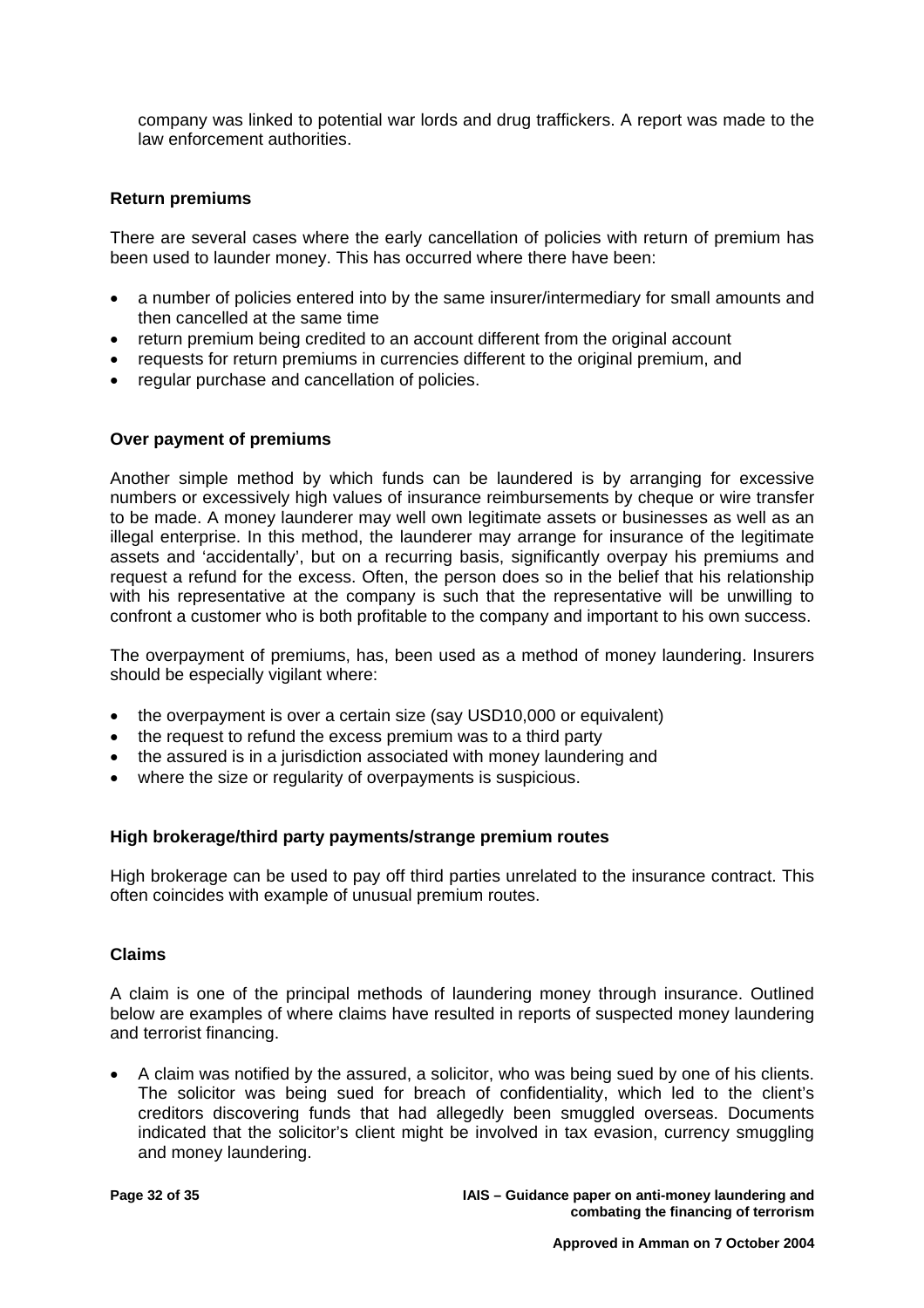company was linked to potential war lords and drug traffickers. A report was made to the law enforcement authorities.

**Return premiums**

There are several cases where the early cancellation of policies with return of premium has been used to launder money. This has occurred where there have been:

- a number of policies entered into by the same insurer/intermediary for small amounts and then cancelled at the same time
- return premium being credited to an account different from the original account
- requests for return premiums in currencies different to the original premium, and
- regular purchase and cancellation of policies.

**Over payment of premiums**

Another simple method by which funds can be laundered is by arranging for excessive numbers or excessively high values of insurance reimbursements by cheque or wire transfer to be made. A money launderer may well own legitimate assets or businesses as well as an illegal enterprise. In this method, the launderer may arrange for insurance of the legitimate assets and 'accidentally', but on a recurring basis, significantly overpay his premiums and request a refund for the excess. Often, the person does so in the belief that his relationship with his representative at the company is such that the representative will be unwilling to confront a customer who is both profitable to the company and important to his own success.

The overpayment of premiums, has, been used as a method of money laundering. Insurers should be especially vigilant where:

- the overpayment is over a certain size (say USD10,000 or equivalent)
- the request to refund the excess premium was to a third party
- the assured is in a jurisdiction associated with money laundering and
- where the size or regularity of overpayments is suspicious.

**High brokerage/third party payments/strange premium routes**

High brokerage can be used to pay off third parties unrelated to the insurance contract. This often coincides with example of unusual premium routes.

**Claims**

A claim is one of the principal methods of laundering money through insurance. Outlined below are examples of where claims have resulted in reports of suspected money laundering and terrorist financing.

- A claim was notified by the assured, a solicitor, who was being sued by one of his clients. The solicitor was being sued for breach of confidentiality, which led to the client's creditors discovering funds that had allegedly been smuggled overseas. Documents indicated that the solicitor's client might be involved in tax evasion, currency smuggling and money laundering.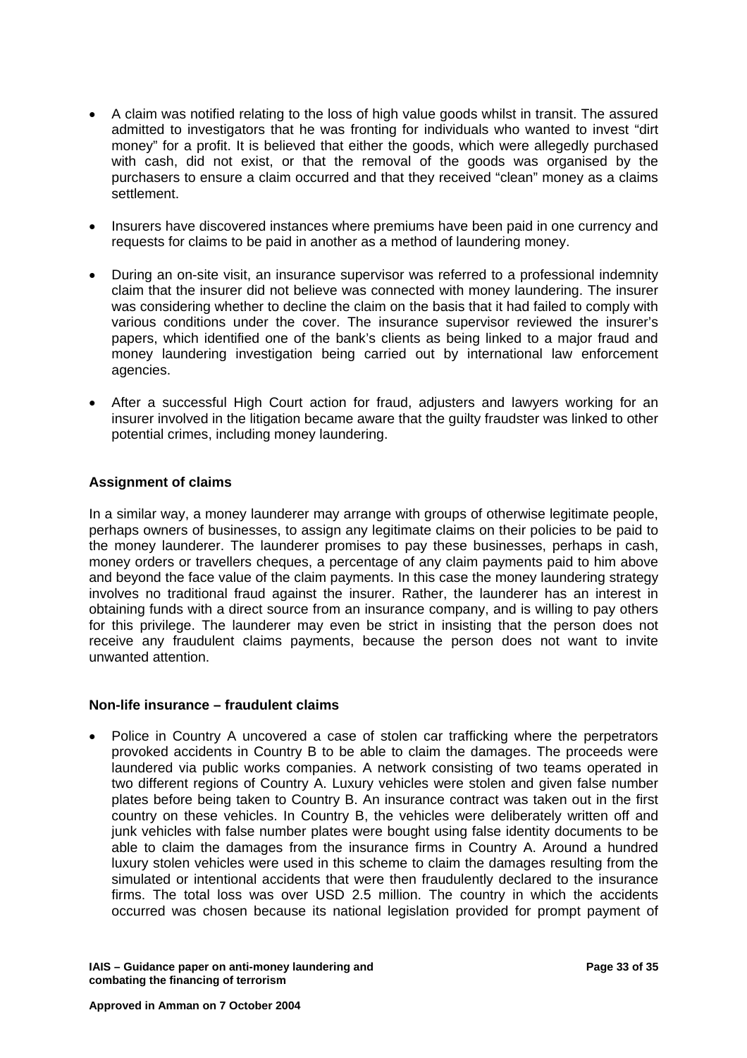- A claim was notified relating to the loss of high value goods whilst in transit. The assured admitted to investigators that he was fronting for individuals who wanted to invest "dirt money" for a profit. It is believed that either the goods, which were allegedly purchased with cash, did not exist, or that the removal of the goods was organised by the purchasers to ensure a claim occurred and that they received "clean" money as a claims settlement.

- Insurers have discovered instances where premiums have been paid in one currency and requests for claims to be paid in another as a method of laundering money.

- During an on-site visit, an insurance supervisor was referred to a professional indemnity claim that the insurer did not believe was connected with money laundering. The insurer was considering whether to decline the claim on the basis that it had failed to comply with various conditions under the cover. The insurance supervisor reviewed the insurer's papers, which identified one of the bank's clients as being linked to a major fraud and money laundering investigation being carried out by international law enforcement agencies.

- After a successful High Court action for fraud, adjusters and lawyers working for an insurer involved in the litigation became aware that the guilty fraudster was linked to other potential crimes, including money laundering.

**Assignment of claims**

In a similar way, a money launderer may arrange with groups of otherwise legitimate people, perhaps owners of businesses, to assign any legitimate claims on their policies to be paid to the money launderer. The launderer promises to pay these businesses, perhaps in cash, money orders or travellers cheques, a percentage of any claim payments paid to him above and beyond the face value of the claim payments. In this case the money laundering strategy involves no traditional fraud against the insurer. Rather, the launderer has an interest in obtaining funds with a direct source from an insurance company, and is willing to pay others for this privilege. The launderer may even be strict in insisting that the person does not receive any fraudulent claims payments, because the person does not want to invite unwanted attention.

**Non-life insurance – fraudulent claims**

- Police in Country A uncovered a case of stolen car trafficking where the perpetrators provoked accidents in Country B to be able to claim the damages. The proceeds were laundered via public works companies. A network consisting of two teams operated in two different regions of Country A. Luxury vehicles were stolen and given false number plates before being taken to Country B. An insurance contract was taken out in the first country on these vehicles. In Country B, the vehicles were deliberately written off and junk vehicles with false number plates were bought using false identity documents to be able to claim the damages from the insurance firms in Country A. Around a hundred luxury stolen vehicles were used in this scheme to claim the damages resulting from the simulated or intentional accidents that were then fraudulently declared to the insurance firms. The total loss was over USD 2.5 million. The country in which the accidents occurred was chosen because its national legislation provided for prompt payment of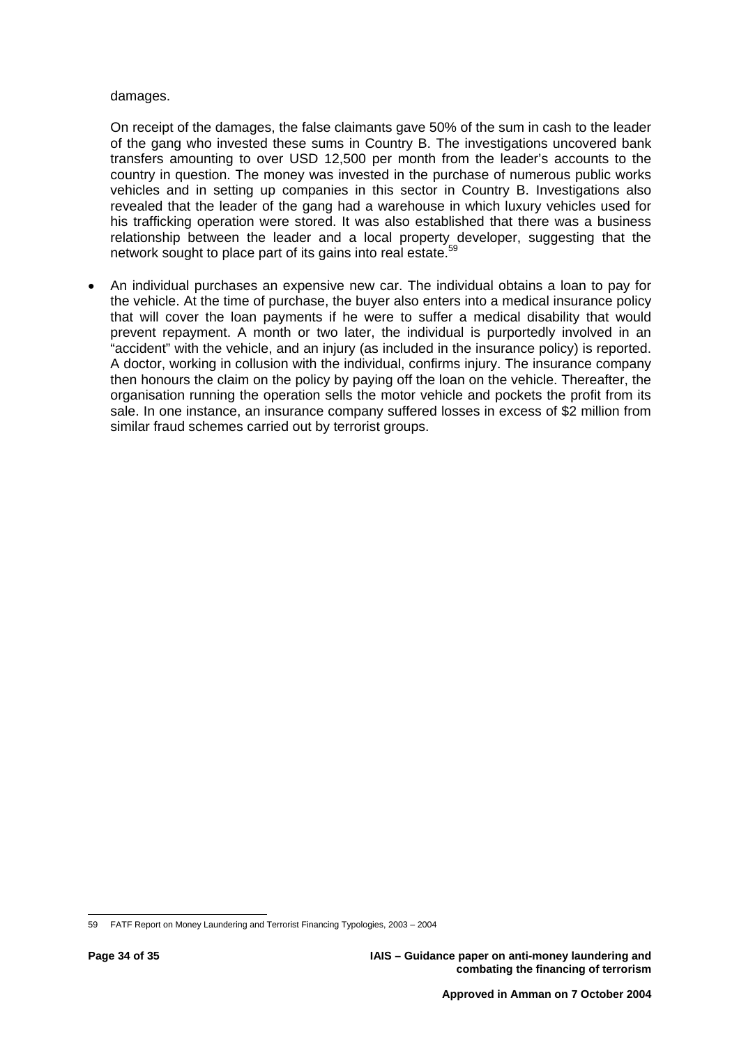damages.

On receipt of the damages, the false claimants gave 50% of the sum in cash to the leader of the gang who invested these sums in Country B. The investigations uncovered bank transfers amounting to over USD 12,500 per month from the leader's accounts to the country in question. The money was invested in the purchase of numerous public works vehicles and in setting up companies in this sector in Country B. Investigations also revealed that the leader of the gang had a warehouse in which luxury vehicles used for his trafficking operation were stored. It was also established that there was a business relationship between the leader and a local property developer, suggesting that the network sought to place part of its gains into real estate.[59]

- An individual purchases an expensive new car. The individual obtains a loan to pay for the vehicle. At the time of purchase, the buyer also enters into a medical insurance policy that will cover the loan payments if he were to suffer a medical disability that would prevent repayment. A month or two later, the individual is purportedly involved in an "accident" with the vehicle, and an injury (as included in the insurance policy) is reported. A doctor, working in collusion with the individual, confirms injury. The insurance company then honours the claim on the policy by paying off the loan on the vehicle. Thereafter, the organisation running the operation sells the motor vehicle and pockets the profit from its sale. In one instance, an insurance company suffered losses in excess of $2 million from similar fraud schemes carried out by terrorist groups.

---

59 FATF Report on Money Laundering and Terrorist Financing Typologies, 2003 – 2004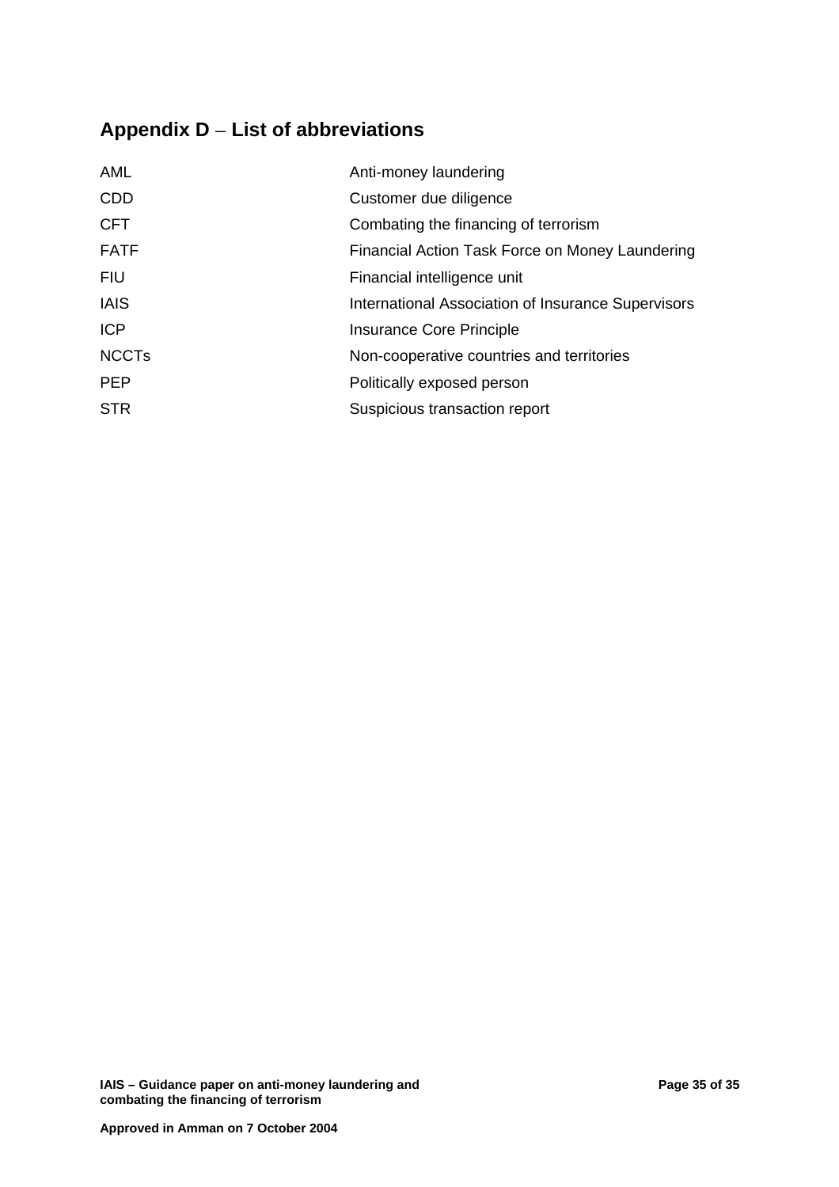## Appendix D – List of abbreviations

| | |
|---|---|
| AML | Anti-money laundering |
| CDD | Customer due diligence |
| CFT | Combating the financing of terrorism |
| FATF | Financial Action Task Force on Money Laundering |
| FIU | Financial intelligence unit |
| IAIS | International Association of Insurance Supervisors |
| ICP | Insurance Core Principle |
| NCCTs | Non-cooperative countries and territories |
| PEP | Politically exposed person |
| STR | Suspicious transaction report |